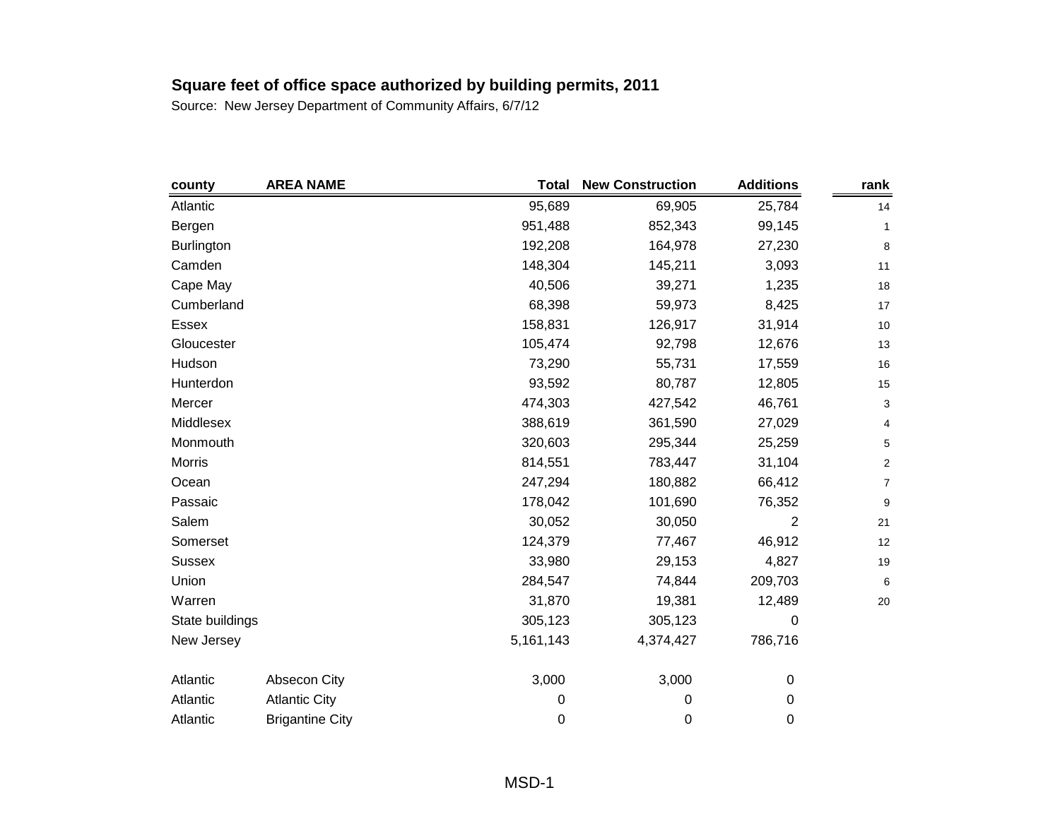## Square feet of office space authorized by building permits, 2011

Source: New Jersey Department of Community Affairs, 6/7/12

| county | AREA NAME | Total | New Construction | Additions | rank |
|---|---|---|---|---|---|
| Atlantic | | 95,689 | 69,905 | 25,784 | 14 |
| Bergen | | 951,488 | 852,343 | 99,145 | 1 |
| Burlington | | 192,208 | 164,978 | 27,230 | 8 |
| Camden | | 148,304 | 145,211 | 3,093 | 11 |
| Cape May | | 40,506 | 39,271 | 1,235 | 18 |
| Cumberland | | 68,398 | 59,973 | 8,425 | 17 |
| Essex | | 158,831 | 126,917 | 31,914 | 10 |
| Gloucester | | 105,474 | 92,798 | 12,676 | 13 |
| Hudson | | 73,290 | 55,731 | 17,559 | 16 |
| Hunterdon | | 93,592 | 80,787 | 12,805 | 15 |
| Mercer | | 474,303 | 427,542 | 46,761 | 3 |
| Middlesex | | 388,619 | 361,590 | 27,029 | 4 |
| Monmouth | | 320,603 | 295,344 | 25,259 | 5 |
| Morris | | 814,551 | 783,447 | 31,104 | 2 |
| Ocean | | 247,294 | 180,882 | 66,412 | 7 |
| Passaic | | 178,042 | 101,690 | 76,352 | 9 |
| Salem | | 30,052 | 30,050 | 2 | 21 |
| Somerset | | 124,379 | 77,467 | 46,912 | 12 |
| Sussex | | 33,980 | 29,153 | 4,827 | 19 |
| Union | | 284,547 | 74,844 | 209,703 | 6 |
| Warren | | 31,870 | 19,381 | 12,489 | 20 |
| State buildings | | 305,123 | 305,123 | 0 | |
| New Jersey | | 5,161,143 | 4,374,427 | 786,716 | |
| | | | | | |
| Atlantic | Absecon City | 3,000 | 3,000 | 0 | |
| Atlantic | Atlantic City | 0 | 0 | 0 | |
| Atlantic | Brigantine City | 0 | 0 | 0 | |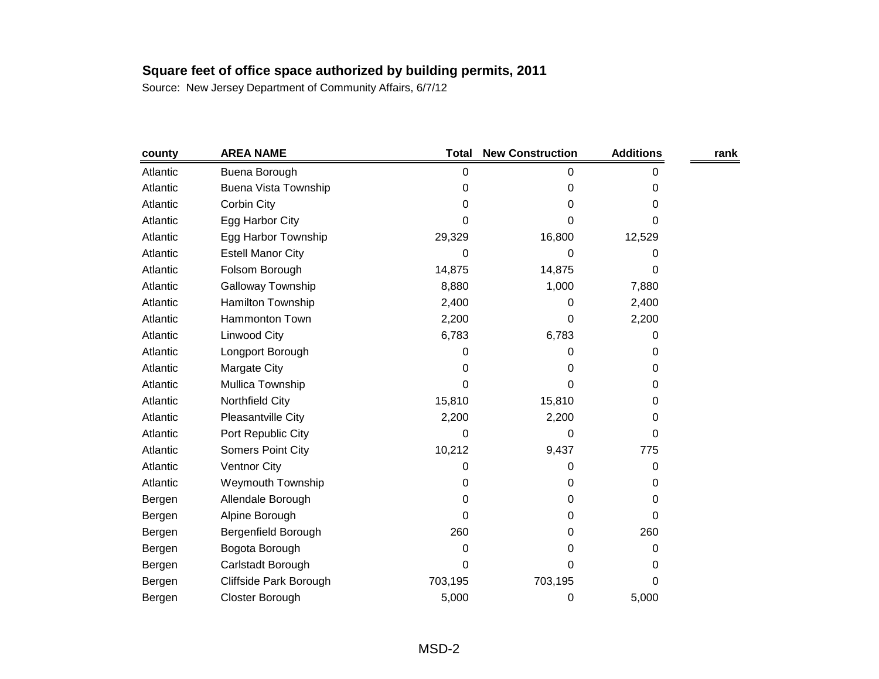**Square feet of office space authorized by building permits, 2011**

Source: New Jersey Department of Community Affairs, 6/7/12

| county | AREA NAME | Total | New Construction | Additions | rank |
|---|---|---|---|---|---|
| Atlantic | Buena Borough | 0 | 0 | 0 | |
| Atlantic | Buena Vista Township | 0 | 0 | 0 | |
| Atlantic | Corbin City | 0 | 0 | 0 | |
| Atlantic | Egg Harbor City | 0 | 0 | 0 | |
| Atlantic | Egg Harbor Township | 29,329 | 16,800 | 12,529 | |
| Atlantic | Estell Manor City | 0 | 0 | 0 | |
| Atlantic | Folsom Borough | 14,875 | 14,875 | 0 | |
| Atlantic | Galloway Township | 8,880 | 1,000 | 7,880 | |
| Atlantic | Hamilton Township | 2,400 | 0 | 2,400 | |
| Atlantic | Hammonton Town | 2,200 | 0 | 2,200 | |
| Atlantic | Linwood City | 6,783 | 6,783 | 0 | |
| Atlantic | Longport Borough | 0 | 0 | 0 | |
| Atlantic | Margate City | 0 | 0 | 0 | |
| Atlantic | Mullica Township | 0 | 0 | 0 | |
| Atlantic | Northfield City | 15,810 | 15,810 | 0 | |
| Atlantic | Pleasantville City | 2,200 | 2,200 | 0 | |
| Atlantic | Port Republic City | 0 | 0 | 0 | |
| Atlantic | Somers Point City | 10,212 | 9,437 | 775 | |
| Atlantic | Ventnor City | 0 | 0 | 0 | |
| Atlantic | Weymouth Township | 0 | 0 | 0 | |
| Bergen | Allendale Borough | 0 | 0 | 0 | |
| Bergen | Alpine Borough | 0 | 0 | 0 | |
| Bergen | Bergenfield Borough | 260 | 0 | 260 | |
| Bergen | Bogota Borough | 0 | 0 | 0 | |
| Bergen | Carlstadt Borough | 0 | 0 | 0 | |
| Bergen | Cliffside Park Borough | 703,195 | 703,195 | 0 | |
| Bergen | Closter Borough | 5,000 | 0 | 5,000 | |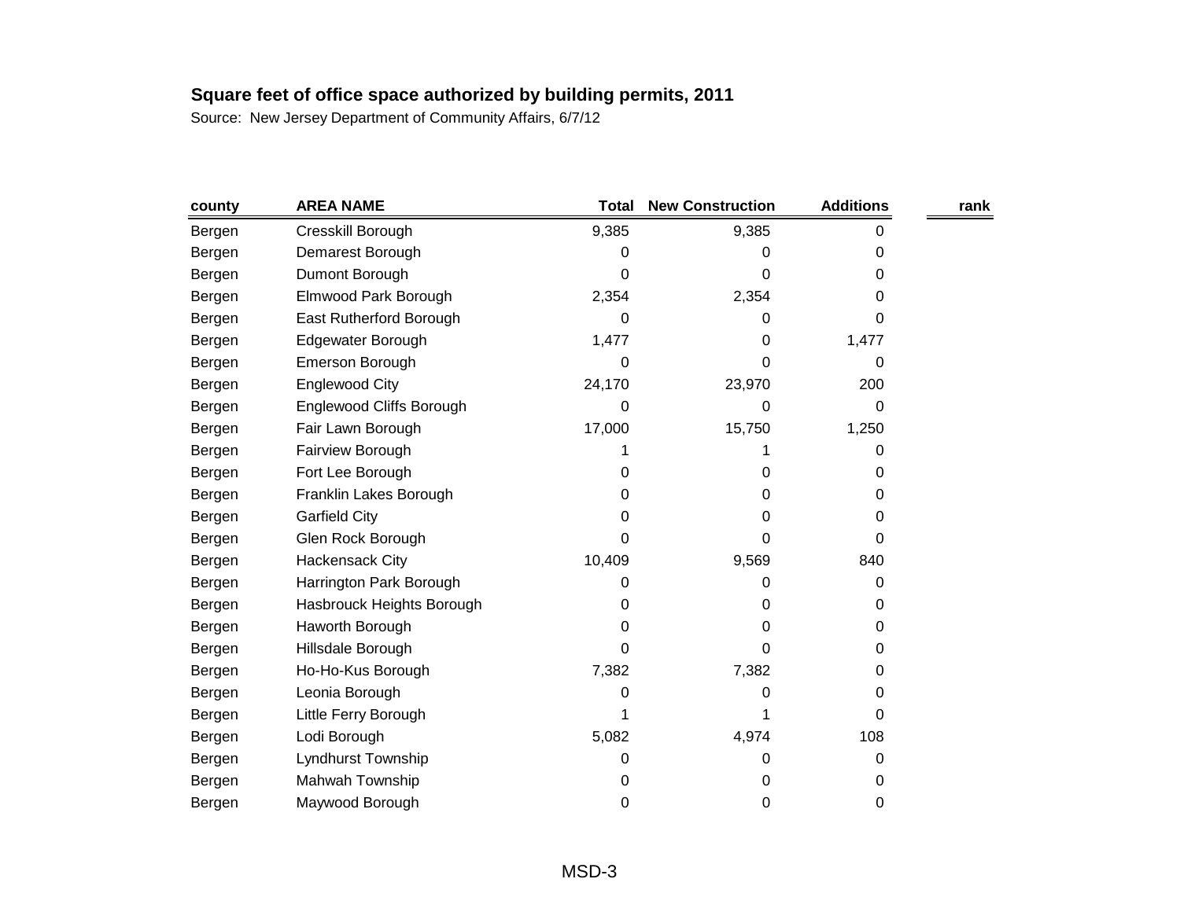**Square feet of office space authorized by building permits, 2011**

Source: New Jersey Department of Community Affairs, 6/7/12

| county | AREA NAME | Total | New Construction | Additions | rank |
|---|---|---|---|---|---|
| Bergen | Cresskill Borough | 9,385 | 9,385 | 0 | |
| Bergen | Demarest Borough | 0 | 0 | 0 | |
| Bergen | Dumont Borough | 0 | 0 | 0 | |
| Bergen | Elmwood Park Borough | 2,354 | 2,354 | 0 | |
| Bergen | East Rutherford Borough | 0 | 0 | 0 | |
| Bergen | Edgewater Borough | 1,477 | 0 | 1,477 | |
| Bergen | Emerson Borough | 0 | 0 | 0 | |
| Bergen | Englewood City | 24,170 | 23,970 | 200 | |
| Bergen | Englewood Cliffs Borough | 0 | 0 | 0 | |
| Bergen | Fair Lawn Borough | 17,000 | 15,750 | 1,250 | |
| Bergen | Fairview Borough | 1 | 1 | 0 | |
| Bergen | Fort Lee Borough | 0 | 0 | 0 | |
| Bergen | Franklin Lakes Borough | 0 | 0 | 0 | |
| Bergen | Garfield City | 0 | 0 | 0 | |
| Bergen | Glen Rock Borough | 0 | 0 | 0 | |
| Bergen | Hackensack City | 10,409 | 9,569 | 840 | |
| Bergen | Harrington Park Borough | 0 | 0 | 0 | |
| Bergen | Hasbrouck Heights Borough | 0 | 0 | 0 | |
| Bergen | Haworth Borough | 0 | 0 | 0 | |
| Bergen | Hillsdale Borough | 0 | 0 | 0 | |
| Bergen | Ho-Ho-Kus Borough | 7,382 | 7,382 | 0 | |
| Bergen | Leonia Borough | 0 | 0 | 0 | |
| Bergen | Little Ferry Borough | 1 | 1 | 0 | |
| Bergen | Lodi Borough | 5,082 | 4,974 | 108 | |
| Bergen | Lyndhurst Township | 0 | 0 | 0 | |
| Bergen | Mahwah Township | 0 | 0 | 0 | |
| Bergen | Maywood Borough | 0 | 0 | 0 | |

MSD-3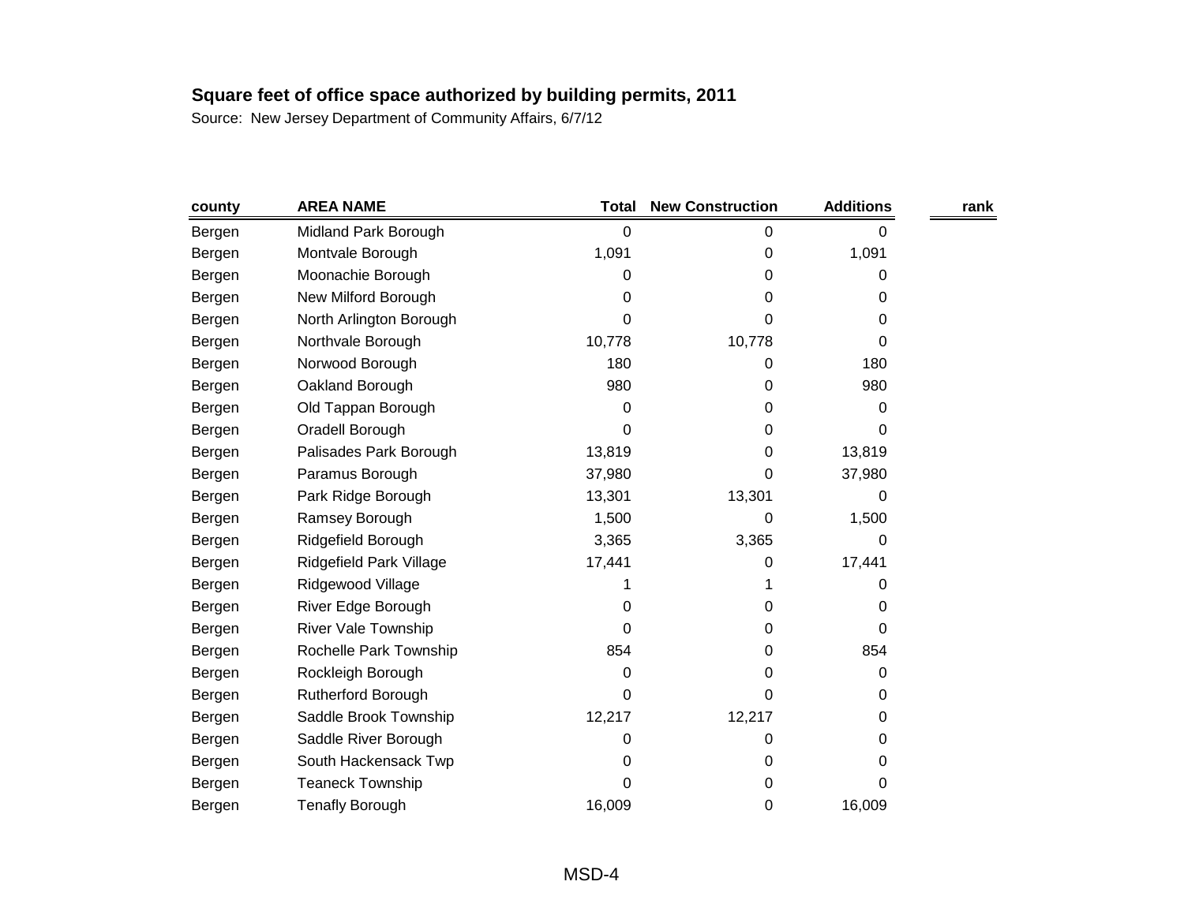**Square feet of office space authorized by building permits, 2011**

Source: New Jersey Department of Community Affairs, 6/7/12

| county | AREA NAME | Total | New Construction | Additions | rank |
|---|---|---|---|---|---|
| Bergen | Midland Park Borough | 0 | 0 | 0 | |
| Bergen | Montvale Borough | 1,091 | 0 | 1,091 | |
| Bergen | Moonachie Borough | 0 | 0 | 0 | |
| Bergen | New Milford Borough | 0 | 0 | 0 | |
| Bergen | North Arlington Borough | 0 | 0 | 0 | |
| Bergen | Northvale Borough | 10,778 | 10,778 | 0 | |
| Bergen | Norwood Borough | 180 | 0 | 180 | |
| Bergen | Oakland Borough | 980 | 0 | 980 | |
| Bergen | Old Tappan Borough | 0 | 0 | 0 | |
| Bergen | Oradell Borough | 0 | 0 | 0 | |
| Bergen | Palisades Park Borough | 13,819 | 0 | 13,819 | |
| Bergen | Paramus Borough | 37,980 | 0 | 37,980 | |
| Bergen | Park Ridge Borough | 13,301 | 13,301 | 0 | |
| Bergen | Ramsey Borough | 1,500 | 0 | 1,500 | |
| Bergen | Ridgefield Borough | 3,365 | 3,365 | 0 | |
| Bergen | Ridgefield Park Village | 17,441 | 0 | 17,441 | |
| Bergen | Ridgewood Village | 1 | 1 | 0 | |
| Bergen | River Edge Borough | 0 | 0 | 0 | |
| Bergen | River Vale Township | 0 | 0 | 0 | |
| Bergen | Rochelle Park Township | 854 | 0 | 854 | |
| Bergen | Rockleigh Borough | 0 | 0 | 0 | |
| Bergen | Rutherford Borough | 0 | 0 | 0 | |
| Bergen | Saddle Brook Township | 12,217 | 12,217 | 0 | |
| Bergen | Saddle River Borough | 0 | 0 | 0 | |
| Bergen | South Hackensack Twp | 0 | 0 | 0 | |
| Bergen | Teaneck Township | 0 | 0 | 0 | |
| Bergen | Tenafly Borough | 16,009 | 0 | 16,009 | |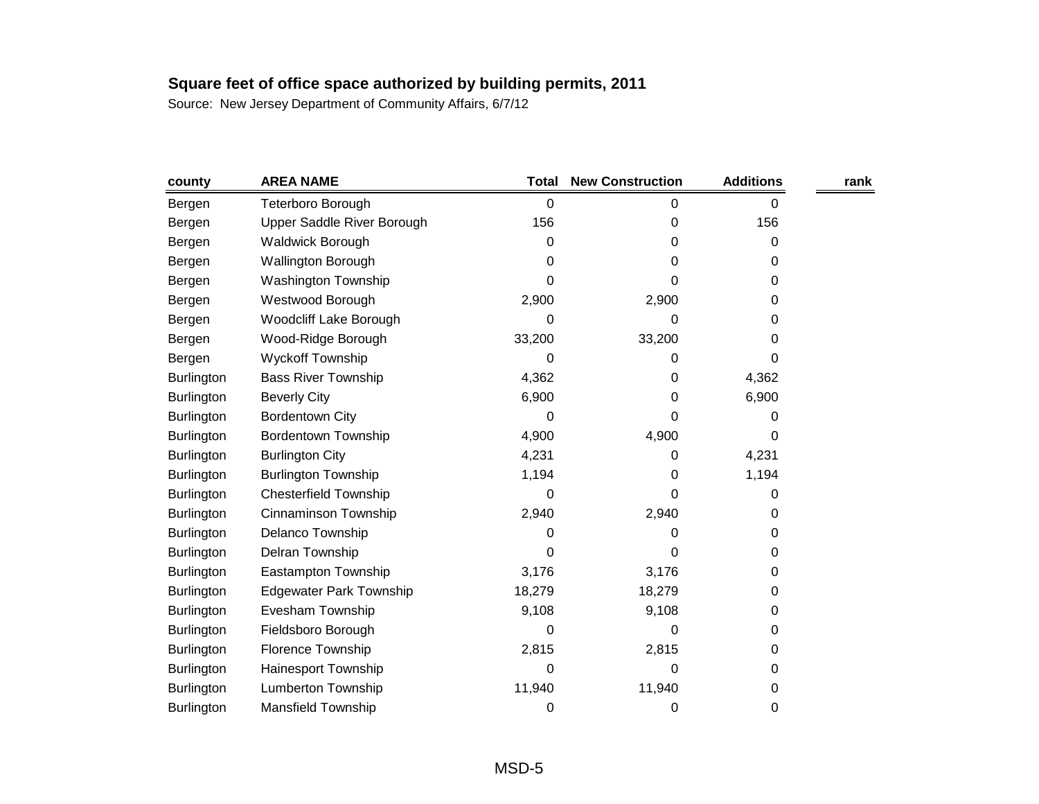**Square feet of office space authorized by building permits, 2011**

Source: New Jersey Department of Community Affairs, 6/7/12

| county | AREA NAME | Total | New Construction | Additions | rank |
|---|---|---|---|---|---|
| Bergen | Teterboro Borough | 0 | 0 | 0 | |
| Bergen | Upper Saddle River Borough | 156 | 0 | 156 | |
| Bergen | Waldwick Borough | 0 | 0 | 0 | |
| Bergen | Wallington Borough | 0 | 0 | 0 | |
| Bergen | Washington Township | 0 | 0 | 0 | |
| Bergen | Westwood Borough | 2,900 | 2,900 | 0 | |
| Bergen | Woodcliff Lake Borough | 0 | 0 | 0 | |
| Bergen | Wood-Ridge Borough | 33,200 | 33,200 | 0 | |
| Bergen | Wyckoff Township | 0 | 0 | 0 | |
| Burlington | Bass River Township | 4,362 | 0 | 4,362 | |
| Burlington | Beverly City | 6,900 | 0 | 6,900 | |
| Burlington | Bordentown City | 0 | 0 | 0 | |
| Burlington | Bordentown Township | 4,900 | 4,900 | 0 | |
| Burlington | Burlington City | 4,231 | 0 | 4,231 | |
| Burlington | Burlington Township | 1,194 | 0 | 1,194 | |
| Burlington | Chesterfield Township | 0 | 0 | 0 | |
| Burlington | Cinnaminson Township | 2,940 | 2,940 | 0 | |
| Burlington | Delanco Township | 0 | 0 | 0 | |
| Burlington | Delran Township | 0 | 0 | 0 | |
| Burlington | Eastampton Township | 3,176 | 3,176 | 0 | |
| Burlington | Edgewater Park Township | 18,279 | 18,279 | 0 | |
| Burlington | Evesham Township | 9,108 | 9,108 | 0 | |
| Burlington | Fieldsboro Borough | 0 | 0 | 0 | |
| Burlington | Florence Township | 2,815 | 2,815 | 0 | |
| Burlington | Hainesport Township | 0 | 0 | 0 | |
| Burlington | Lumberton Township | 11,940 | 11,940 | 0 | |
| Burlington | Mansfield Township | 0 | 0 | 0 | |

MSD-5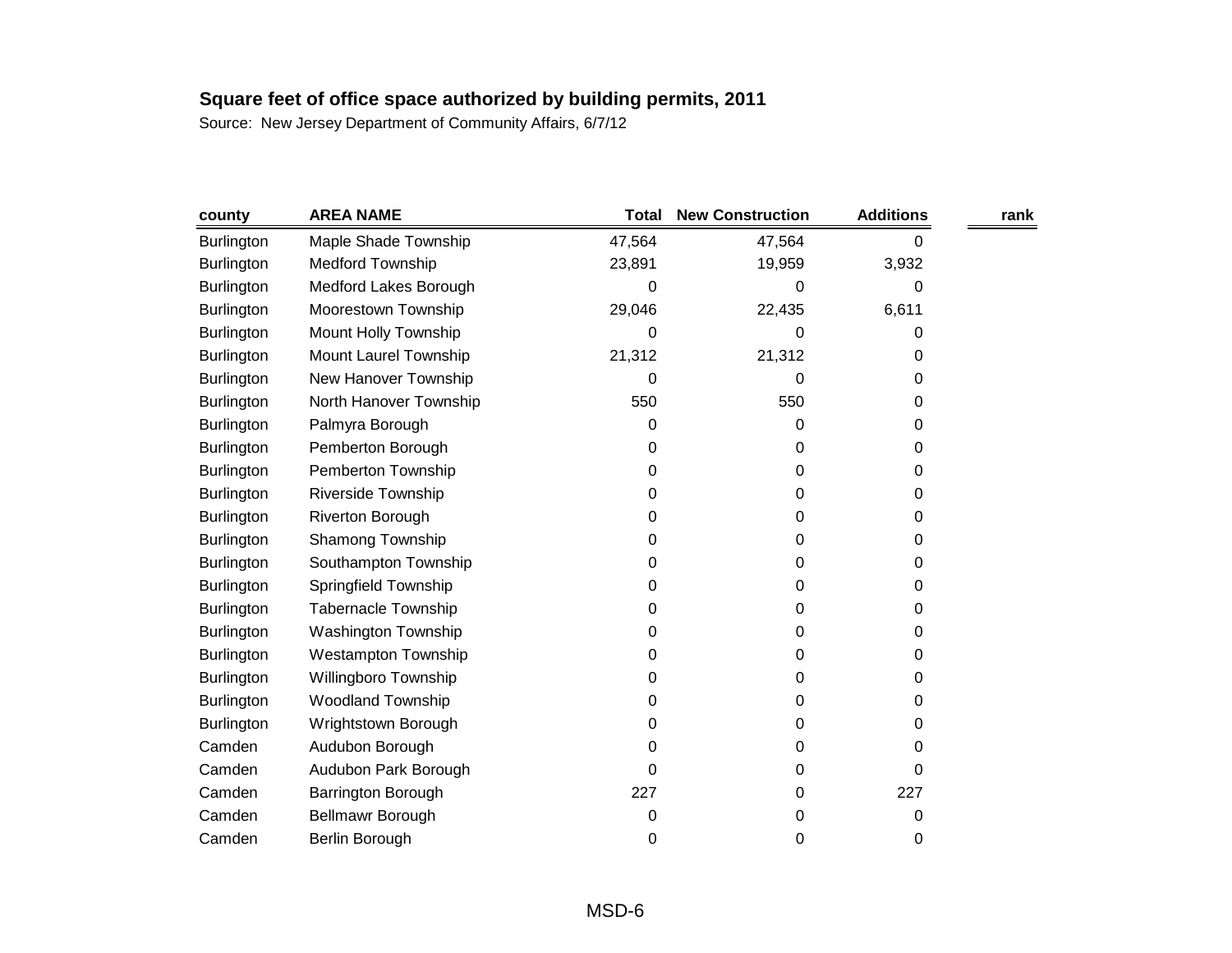## Square feet of office space authorized by building permits, 2011

Source: New Jersey Department of Community Affairs, 6/7/12

| county | AREA NAME | Total | New Construction | Additions | rank |
|---|---|---|---|---|---|
| Burlington | Maple Shade Township | 47,564 | 47,564 | 0 | |
| Burlington | Medford Township | 23,891 | 19,959 | 3,932 | |
| Burlington | Medford Lakes Borough | 0 | 0 | 0 | |
| Burlington | Moorestown Township | 29,046 | 22,435 | 6,611 | |
| Burlington | Mount Holly Township | 0 | 0 | 0 | |
| Burlington | Mount Laurel Township | 21,312 | 21,312 | 0 | |
| Burlington | New Hanover Township | 0 | 0 | 0 | |
| Burlington | North Hanover Township | 550 | 550 | 0 | |
| Burlington | Palmyra Borough | 0 | 0 | 0 | |
| Burlington | Pemberton Borough | 0 | 0 | 0 | |
| Burlington | Pemberton Township | 0 | 0 | 0 | |
| Burlington | Riverside Township | 0 | 0 | 0 | |
| Burlington | Riverton Borough | 0 | 0 | 0 | |
| Burlington | Shamong Township | 0 | 0 | 0 | |
| Burlington | Southampton Township | 0 | 0 | 0 | |
| Burlington | Springfield Township | 0 | 0 | 0 | |
| Burlington | Tabernacle Township | 0 | 0 | 0 | |
| Burlington | Washington Township | 0 | 0 | 0 | |
| Burlington | Westampton Township | 0 | 0 | 0 | |
| Burlington | Willingboro Township | 0 | 0 | 0 | |
| Burlington | Woodland Township | 0 | 0 | 0 | |
| Burlington | Wrightstown Borough | 0 | 0 | 0 | |
| Camden | Audubon Borough | 0 | 0 | 0 | |
| Camden | Audubon Park Borough | 0 | 0 | 0 | |
| Camden | Barrington Borough | 227 | 0 | 227 | |
| Camden | Bellmawr Borough | 0 | 0 | 0 | |
| Camden | Berlin Borough | 0 | 0 | 0 | |

MSD-6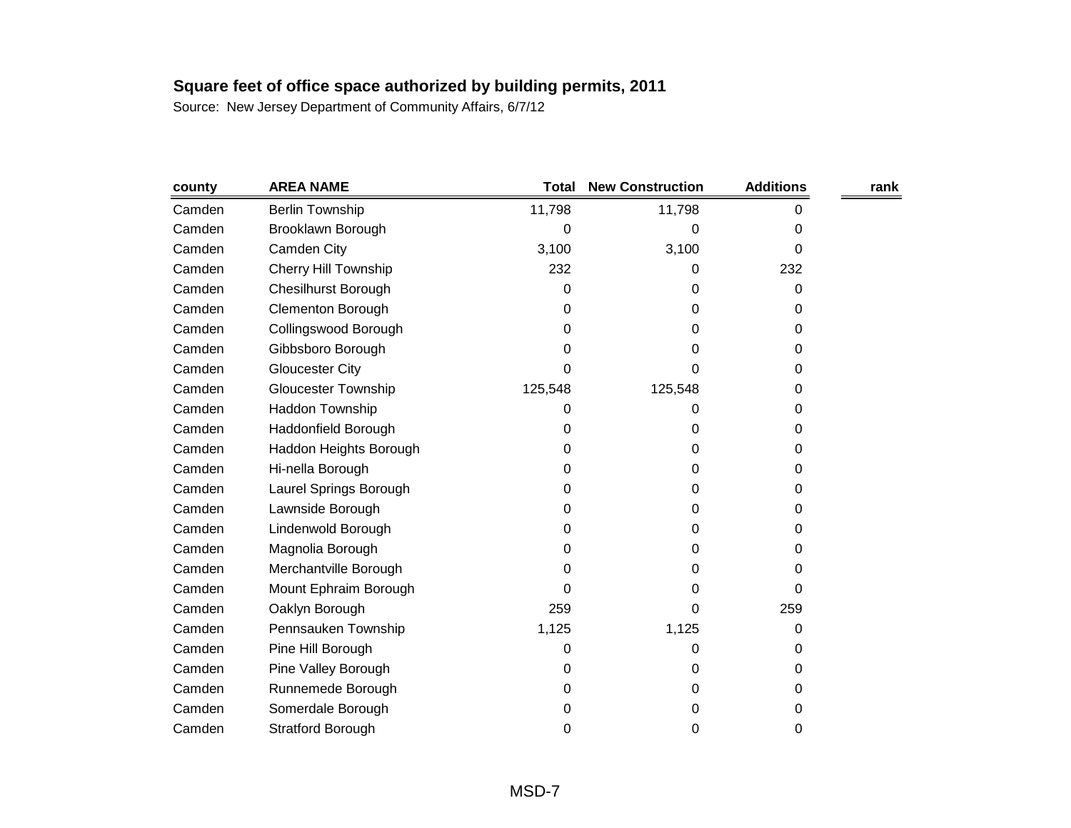**Square feet of office space authorized by building permits, 2011**

Source: New Jersey Department of Community Affairs, 6/7/12

| county | AREA NAME | Total | New Construction | Additions | rank |
|---|---|---|---|---|---|
| Camden | Berlin Township | 11,798 | 11,798 | 0 | |
| Camden | Brooklawn Borough | 0 | 0 | 0 | |
| Camden | Camden City | 3,100 | 3,100 | 0 | |
| Camden | Cherry Hill Township | 232 | 0 | 232 | |
| Camden | Chesilhurst Borough | 0 | 0 | 0 | |
| Camden | Clementon Borough | 0 | 0 | 0 | |
| Camden | Collingswood Borough | 0 | 0 | 0 | |
| Camden | Gibbsboro Borough | 0 | 0 | 0 | |
| Camden | Gloucester City | 0 | 0 | 0 | |
| Camden | Gloucester Township | 125,548 | 125,548 | 0 | |
| Camden | Haddon Township | 0 | 0 | 0 | |
| Camden | Haddonfield Borough | 0 | 0 | 0 | |
| Camden | Haddon Heights Borough | 0 | 0 | 0 | |
| Camden | Hi-nella Borough | 0 | 0 | 0 | |
| Camden | Laurel Springs Borough | 0 | 0 | 0 | |
| Camden | Lawnside Borough | 0 | 0 | 0 | |
| Camden | Lindenwold Borough | 0 | 0 | 0 | |
| Camden | Magnolia Borough | 0 | 0 | 0 | |
| Camden | Merchantville Borough | 0 | 0 | 0 | |
| Camden | Mount Ephraim Borough | 0 | 0 | 0 | |
| Camden | Oaklyn Borough | 259 | 0 | 259 | |
| Camden | Pennsauken Township | 1,125 | 1,125 | 0 | |
| Camden | Pine Hill Borough | 0 | 0 | 0 | |
| Camden | Pine Valley Borough | 0 | 0 | 0 | |
| Camden | Runnemede Borough | 0 | 0 | 0 | |
| Camden | Somerdale Borough | 0 | 0 | 0 | |
| Camden | Stratford Borough | 0 | 0 | 0 | |

MSD-7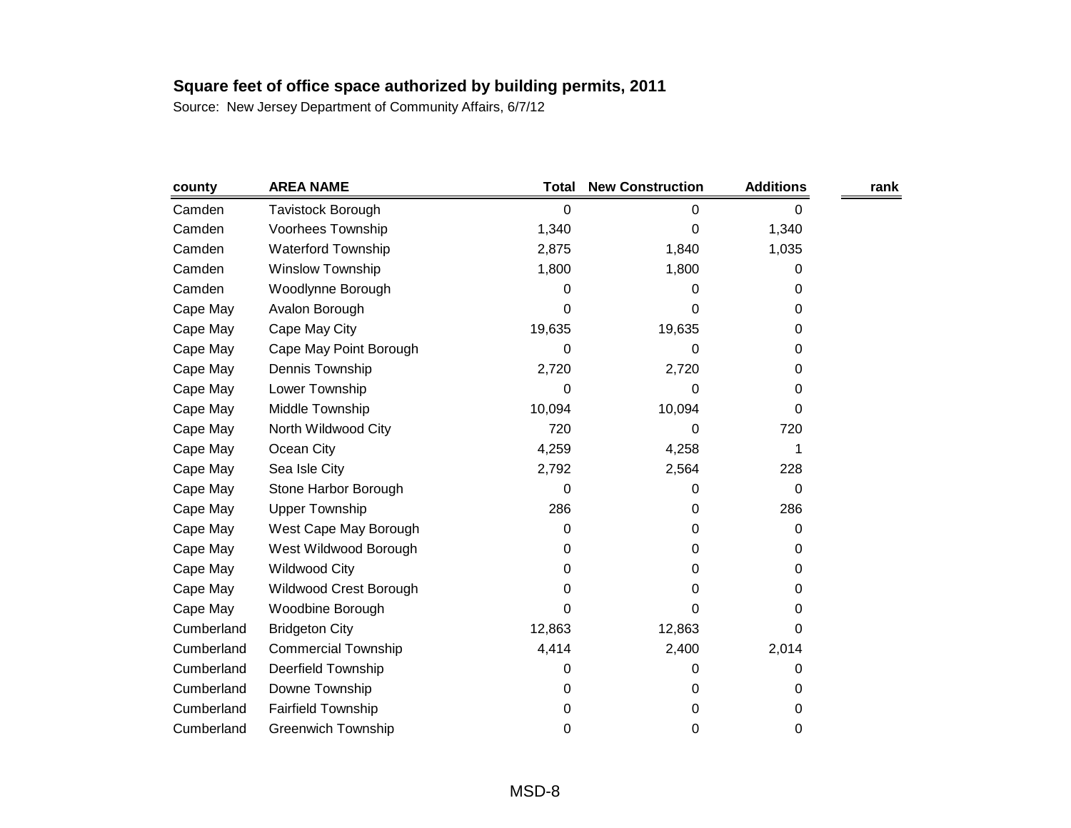**Square feet of office space authorized by building permits, 2011**

Source: New Jersey Department of Community Affairs, 6/7/12

| county | AREA NAME | Total | New Construction | Additions | rank |
|---|---|---|---|---|---|
| Camden | Tavistock Borough | 0 | 0 | 0 | |
| Camden | Voorhees Township | 1,340 | 0 | 1,340 | |
| Camden | Waterford Township | 2,875 | 1,840 | 1,035 | |
| Camden | Winslow Township | 1,800 | 1,800 | 0 | |
| Camden | Woodlynne Borough | 0 | 0 | 0 | |
| Cape May | Avalon Borough | 0 | 0 | 0 | |
| Cape May | Cape May City | 19,635 | 19,635 | 0 | |
| Cape May | Cape May Point Borough | 0 | 0 | 0 | |
| Cape May | Dennis Township | 2,720 | 2,720 | 0 | |
| Cape May | Lower Township | 0 | 0 | 0 | |
| Cape May | Middle Township | 10,094 | 10,094 | 0 | |
| Cape May | North Wildwood City | 720 | 0 | 720 | |
| Cape May | Ocean City | 4,259 | 4,258 | 1 | |
| Cape May | Sea Isle City | 2,792 | 2,564 | 228 | |
| Cape May | Stone Harbor Borough | 0 | 0 | 0 | |
| Cape May | Upper Township | 286 | 0 | 286 | |
| Cape May | West Cape May Borough | 0 | 0 | 0 | |
| Cape May | West Wildwood Borough | 0 | 0 | 0 | |
| Cape May | Wildwood City | 0 | 0 | 0 | |
| Cape May | Wildwood Crest Borough | 0 | 0 | 0 | |
| Cape May | Woodbine Borough | 0 | 0 | 0 | |
| Cumberland | Bridgeton City | 12,863 | 12,863 | 0 | |
| Cumberland | Commercial Township | 4,414 | 2,400 | 2,014 | |
| Cumberland | Deerfield Township | 0 | 0 | 0 | |
| Cumberland | Downe Township | 0 | 0 | 0 | |
| Cumberland | Fairfield Township | 0 | 0 | 0 | |
| Cumberland | Greenwich Township | 0 | 0 | 0 | |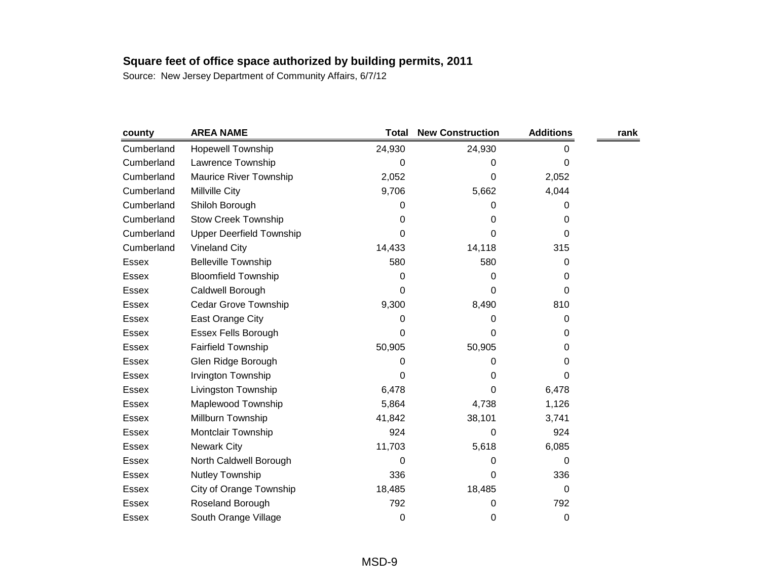**Square feet of office space authorized by building permits, 2011**

Source: New Jersey Department of Community Affairs, 6/7/12

| county | AREA NAME | Total | New Construction | Additions | rank |
|---|---|---|---|---|---|
| Cumberland | Hopewell Township | 24,930 | 24,930 | 0 | |
| Cumberland | Lawrence Township | 0 | 0 | 0 | |
| Cumberland | Maurice River Township | 2,052 | 0 | 2,052 | |
| Cumberland | Millville City | 9,706 | 5,662 | 4,044 | |
| Cumberland | Shiloh Borough | 0 | 0 | 0 | |
| Cumberland | Stow Creek Township | 0 | 0 | 0 | |
| Cumberland | Upper Deerfield Township | 0 | 0 | 0 | |
| Cumberland | Vineland City | 14,433 | 14,118 | 315 | |
| Essex | Belleville Township | 580 | 580 | 0 | |
| Essex | Bloomfield Township | 0 | 0 | 0 | |
| Essex | Caldwell Borough | 0 | 0 | 0 | |
| Essex | Cedar Grove Township | 9,300 | 8,490 | 810 | |
| Essex | East Orange City | 0 | 0 | 0 | |
| Essex | Essex Fells Borough | 0 | 0 | 0 | |
| Essex | Fairfield Township | 50,905 | 50,905 | 0 | |
| Essex | Glen Ridge Borough | 0 | 0 | 0 | |
| Essex | Irvington Township | 0 | 0 | 0 | |
| Essex | Livingston Township | 6,478 | 0 | 6,478 | |
| Essex | Maplewood Township | 5,864 | 4,738 | 1,126 | |
| Essex | Millburn Township | 41,842 | 38,101 | 3,741 | |
| Essex | Montclair Township | 924 | 0 | 924 | |
| Essex | Newark City | 11,703 | 5,618 | 6,085 | |
| Essex | North Caldwell Borough | 0 | 0 | 0 | |
| Essex | Nutley Township | 336 | 0 | 336 | |
| Essex | City of Orange Township | 18,485 | 18,485 | 0 | |
| Essex | Roseland Borough | 792 | 0 | 792 | |
| Essex | South Orange Village | 0 | 0 | 0 | |

MSD-9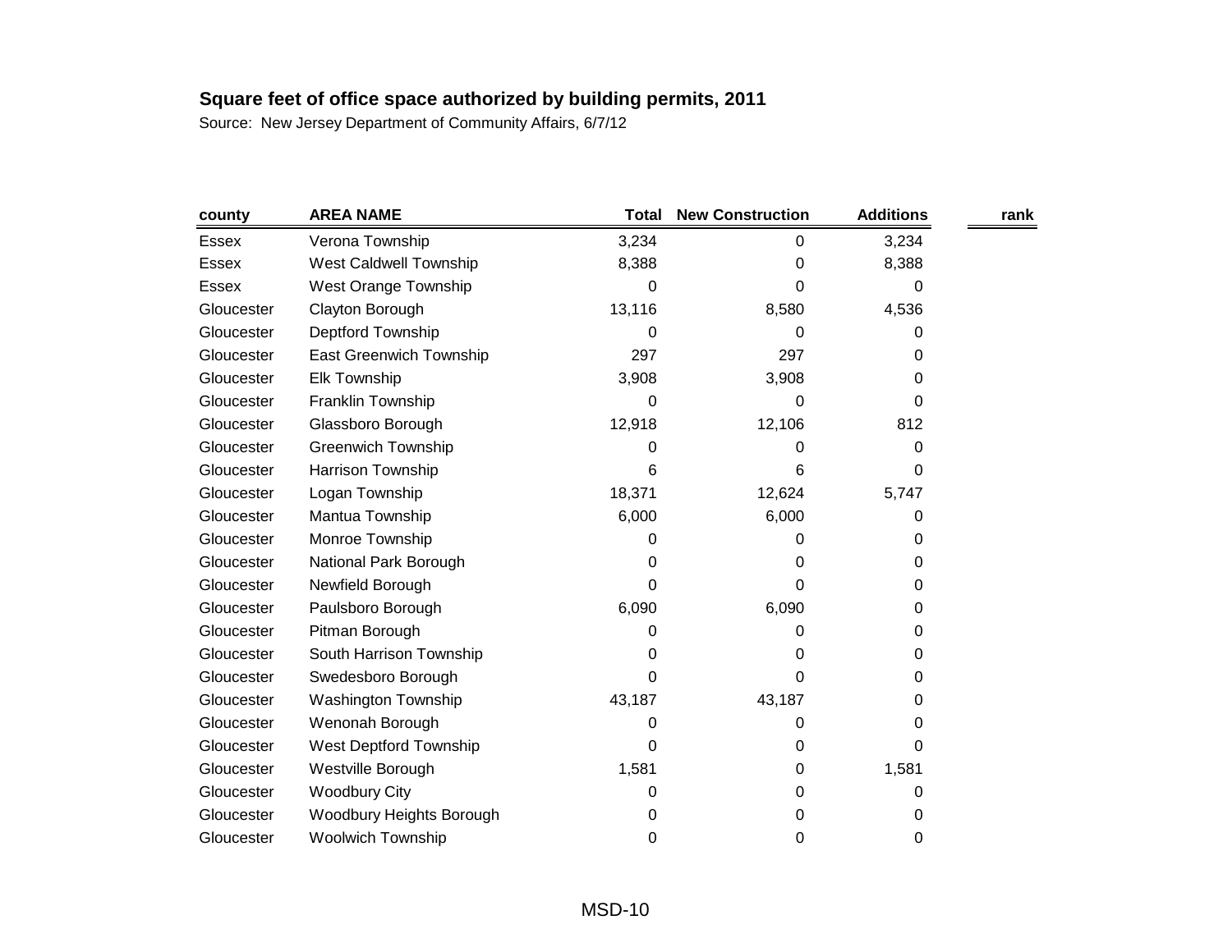**Square feet of office space authorized by building permits, 2011**

Source: New Jersey Department of Community Affairs, 6/7/12

| county | AREA NAME | Total | New Construction | Additions | rank |
|---|---|---|---|---|---|
| Essex | Verona Township | 3,234 | 0 | 3,234 | |
| Essex | West Caldwell Township | 8,388 | 0 | 8,388 | |
| Essex | West Orange Township | 0 | 0 | 0 | |
| Gloucester | Clayton Borough | 13,116 | 8,580 | 4,536 | |
| Gloucester | Deptford Township | 0 | 0 | 0 | |
| Gloucester | East Greenwich Township | 297 | 297 | 0 | |
| Gloucester | Elk Township | 3,908 | 3,908 | 0 | |
| Gloucester | Franklin Township | 0 | 0 | 0 | |
| Gloucester | Glassboro Borough | 12,918 | 12,106 | 812 | |
| Gloucester | Greenwich Township | 0 | 0 | 0 | |
| Gloucester | Harrison Township | 6 | 6 | 0 | |
| Gloucester | Logan Township | 18,371 | 12,624 | 5,747 | |
| Gloucester | Mantua Township | 6,000 | 6,000 | 0 | |
| Gloucester | Monroe Township | 0 | 0 | 0 | |
| Gloucester | National Park Borough | 0 | 0 | 0 | |
| Gloucester | Newfield Borough | 0 | 0 | 0 | |
| Gloucester | Paulsboro Borough | 6,090 | 6,090 | 0 | |
| Gloucester | Pitman Borough | 0 | 0 | 0 | |
| Gloucester | South Harrison Township | 0 | 0 | 0 | |
| Gloucester | Swedesboro Borough | 0 | 0 | 0 | |
| Gloucester | Washington Township | 43,187 | 43,187 | 0 | |
| Gloucester | Wenonah Borough | 0 | 0 | 0 | |
| Gloucester | West Deptford Township | 0 | 0 | 0 | |
| Gloucester | Westville Borough | 1,581 | 0 | 1,581 | |
| Gloucester | Woodbury City | 0 | 0 | 0 | |
| Gloucester | Woodbury Heights Borough | 0 | 0 | 0 | |
| Gloucester | Woolwich Township | 0 | 0 | 0 | |

MSD-10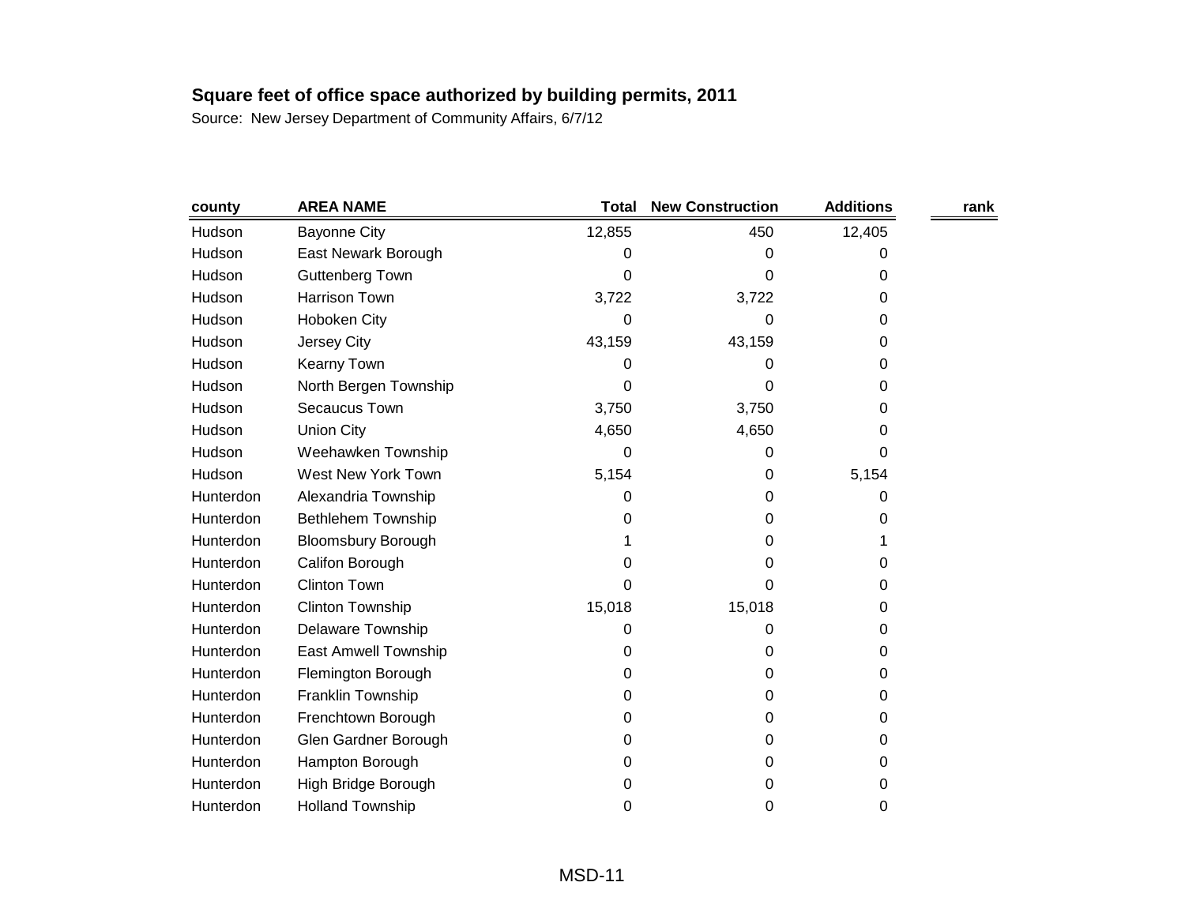**Square feet of office space authorized by building permits, 2011**

Source: New Jersey Department of Community Affairs, 6/7/12

| county | AREA NAME | Total | New Construction | Additions | rank |
|---|---|---|---|---|---|
| Hudson | Bayonne City | 12,855 | 450 | 12,405 | |
| Hudson | East Newark Borough | 0 | 0 | 0 | |
| Hudson | Guttenberg Town | 0 | 0 | 0 | |
| Hudson | Harrison Town | 3,722 | 3,722 | 0 | |
| Hudson | Hoboken City | 0 | 0 | 0 | |
| Hudson | Jersey City | 43,159 | 43,159 | 0 | |
| Hudson | Kearny Town | 0 | 0 | 0 | |
| Hudson | North Bergen Township | 0 | 0 | 0 | |
| Hudson | Secaucus Town | 3,750 | 3,750 | 0 | |
| Hudson | Union City | 4,650 | 4,650 | 0 | |
| Hudson | Weehawken Township | 0 | 0 | 0 | |
| Hudson | West New York Town | 5,154 | 0 | 5,154 | |
| Hunterdon | Alexandria Township | 0 | 0 | 0 | |
| Hunterdon | Bethlehem Township | 0 | 0 | 0 | |
| Hunterdon | Bloomsbury Borough | 1 | 0 | 1 | |
| Hunterdon | Califon Borough | 0 | 0 | 0 | |
| Hunterdon | Clinton Town | 0 | 0 | 0 | |
| Hunterdon | Clinton Township | 15,018 | 15,018 | 0 | |
| Hunterdon | Delaware Township | 0 | 0 | 0 | |
| Hunterdon | East Amwell Township | 0 | 0 | 0 | |
| Hunterdon | Flemington Borough | 0 | 0 | 0 | |
| Hunterdon | Franklin Township | 0 | 0 | 0 | |
| Hunterdon | Frenchtown Borough | 0 | 0 | 0 | |
| Hunterdon | Glen Gardner Borough | 0 | 0 | 0 | |
| Hunterdon | Hampton Borough | 0 | 0 | 0 | |
| Hunterdon | High Bridge Borough | 0 | 0 | 0 | |
| Hunterdon | Holland Township | 0 | 0 | 0 | |

MSD-11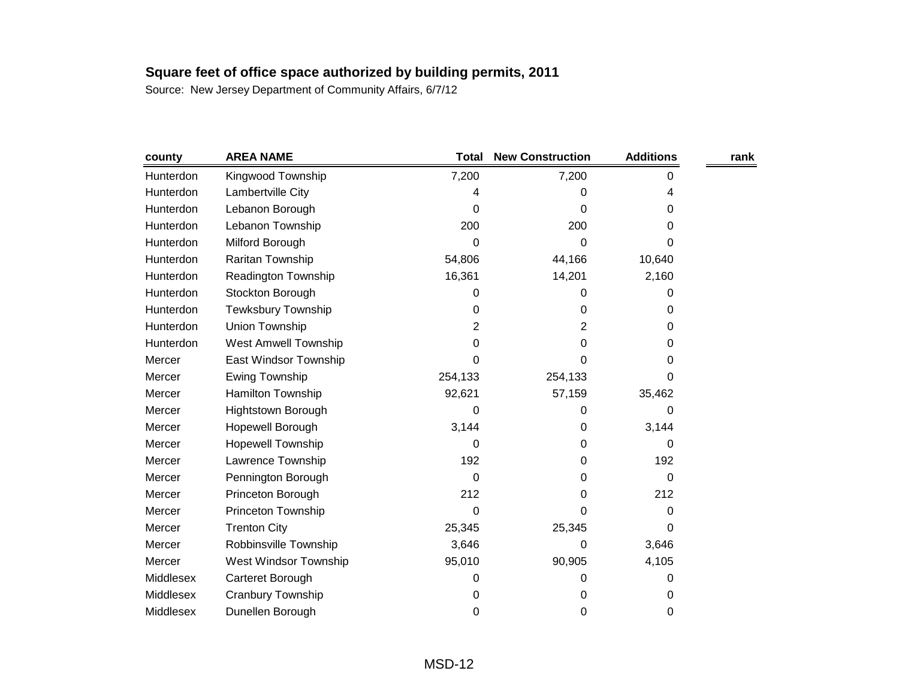## Square feet of office space authorized by building permits, 2011

Source: New Jersey Department of Community Affairs, 6/7/12

| county | AREA NAME | Total | New Construction | Additions | rank |
|---|---|---|---|---|---|
| Hunterdon | Kingwood Township | 7,200 | 7,200 | 0 | |
| Hunterdon | Lambertville City | 4 | 0 | 4 | |
| Hunterdon | Lebanon Borough | 0 | 0 | 0 | |
| Hunterdon | Lebanon Township | 200 | 200 | 0 | |
| Hunterdon | Milford Borough | 0 | 0 | 0 | |
| Hunterdon | Raritan Township | 54,806 | 44,166 | 10,640 | |
| Hunterdon | Readington Township | 16,361 | 14,201 | 2,160 | |
| Hunterdon | Stockton Borough | 0 | 0 | 0 | |
| Hunterdon | Tewksbury Township | 0 | 0 | 0 | |
| Hunterdon | Union Township | 2 | 2 | 0 | |
| Hunterdon | West Amwell Township | 0 | 0 | 0 | |
| Mercer | East Windsor Township | 0 | 0 | 0 | |
| Mercer | Ewing Township | 254,133 | 254,133 | 0 | |
| Mercer | Hamilton Township | 92,621 | 57,159 | 35,462 | |
| Mercer | Hightstown Borough | 0 | 0 | 0 | |
| Mercer | Hopewell Borough | 3,144 | 0 | 3,144 | |
| Mercer | Hopewell Township | 0 | 0 | 0 | |
| Mercer | Lawrence Township | 192 | 0 | 192 | |
| Mercer | Pennington Borough | 0 | 0 | 0 | |
| Mercer | Princeton Borough | 212 | 0 | 212 | |
| Mercer | Princeton Township | 0 | 0 | 0 | |
| Mercer | Trenton City | 25,345 | 25,345 | 0 | |
| Mercer | Robbinsville Township | 3,646 | 0 | 3,646 | |
| Mercer | West Windsor Township | 95,010 | 90,905 | 4,105 | |
| Middlesex | Carteret Borough | 0 | 0 | 0 | |
| Middlesex | Cranbury Township | 0 | 0 | 0 | |
| Middlesex | Dunellen Borough | 0 | 0 | 0 | |

MSD-12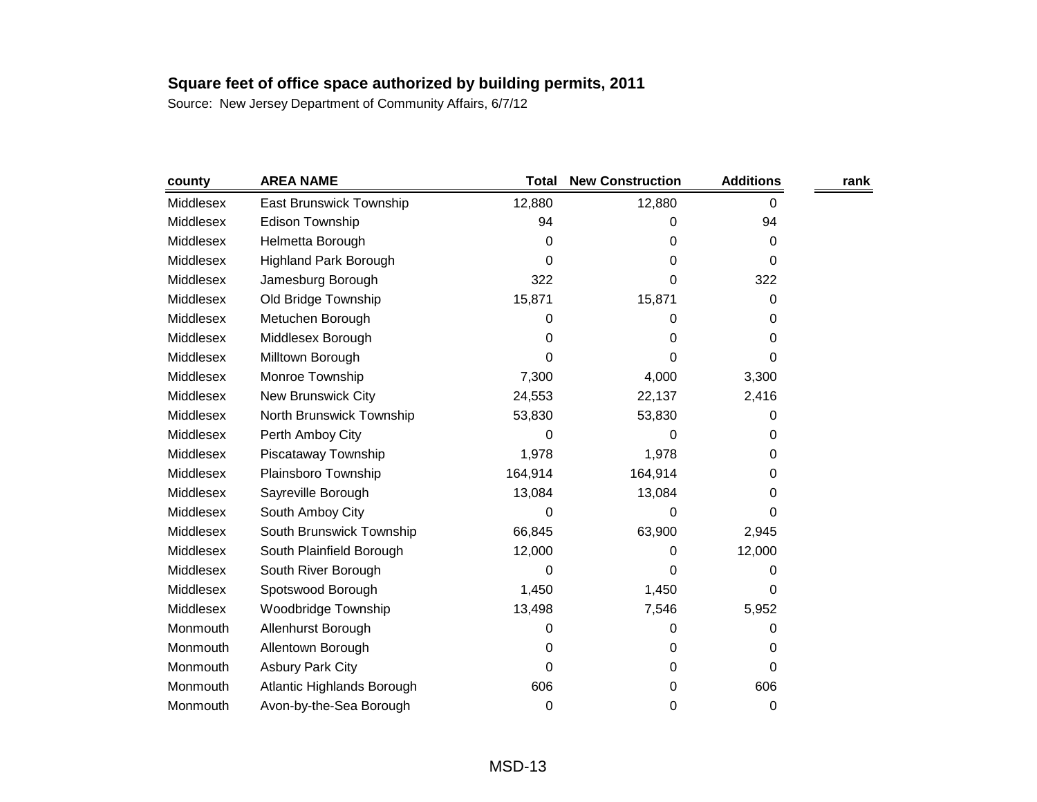**Square feet of office space authorized by building permits, 2011**

Source: New Jersey Department of Community Affairs, 6/7/12

| county | AREA NAME | Total | New Construction | Additions | rank |
|---|---|---|---|---|---|
| Middlesex | East Brunswick Township | 12,880 | 12,880 | 0 | |
| Middlesex | Edison Township | 94 | 0 | 94 | |
| Middlesex | Helmetta Borough | 0 | 0 | 0 | |
| Middlesex | Highland Park Borough | 0 | 0 | 0 | |
| Middlesex | Jamesburg Borough | 322 | 0 | 322 | |
| Middlesex | Old Bridge Township | 15,871 | 15,871 | 0 | |
| Middlesex | Metuchen Borough | 0 | 0 | 0 | |
| Middlesex | Middlesex Borough | 0 | 0 | 0 | |
| Middlesex | Milltown Borough | 0 | 0 | 0 | |
| Middlesex | Monroe Township | 7,300 | 4,000 | 3,300 | |
| Middlesex | New Brunswick City | 24,553 | 22,137 | 2,416 | |
| Middlesex | North Brunswick Township | 53,830 | 53,830 | 0 | |
| Middlesex | Perth Amboy City | 0 | 0 | 0 | |
| Middlesex | Piscataway Township | 1,978 | 1,978 | 0 | |
| Middlesex | Plainsboro Township | 164,914 | 164,914 | 0 | |
| Middlesex | Sayreville Borough | 13,084 | 13,084 | 0 | |
| Middlesex | South Amboy City | 0 | 0 | 0 | |
| Middlesex | South Brunswick Township | 66,845 | 63,900 | 2,945 | |
| Middlesex | South Plainfield Borough | 12,000 | 0 | 12,000 | |
| Middlesex | South River Borough | 0 | 0 | 0 | |
| Middlesex | Spotswood Borough | 1,450 | 1,450 | 0 | |
| Middlesex | Woodbridge Township | 13,498 | 7,546 | 5,952 | |
| Monmouth | Allenhurst Borough | 0 | 0 | 0 | |
| Monmouth | Allentown Borough | 0 | 0 | 0 | |
| Monmouth | Asbury Park City | 0 | 0 | 0 | |
| Monmouth | Atlantic Highlands Borough | 606 | 0 | 606 | |
| Monmouth | Avon-by-the-Sea Borough | 0 | 0 | 0 | |

MSD-13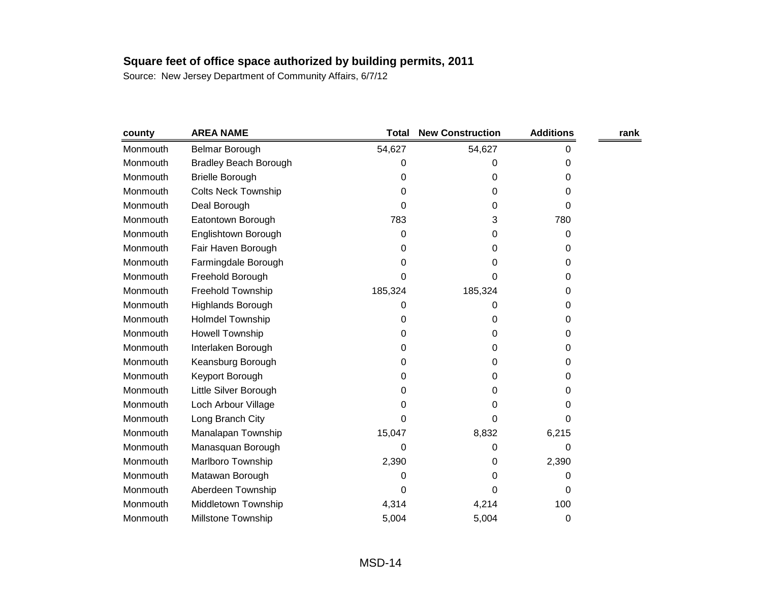**Square feet of office space authorized by building permits, 2011**

Source: New Jersey Department of Community Affairs, 6/7/12

| county | AREA NAME | Total | New Construction | Additions | rank |
|---|---|---|---|---|---|
| Monmouth | Belmar Borough | 54,627 | 54,627 | 0 | |
| Monmouth | Bradley Beach Borough | 0 | 0 | 0 | |
| Monmouth | Brielle Borough | 0 | 0 | 0 | |
| Monmouth | Colts Neck Township | 0 | 0 | 0 | |
| Monmouth | Deal Borough | 0 | 0 | 0 | |
| Monmouth | Eatontown Borough | 783 | 3 | 780 | |
| Monmouth | Englishtown Borough | 0 | 0 | 0 | |
| Monmouth | Fair Haven Borough | 0 | 0 | 0 | |
| Monmouth | Farmingdale Borough | 0 | 0 | 0 | |
| Monmouth | Freehold Borough | 0 | 0 | 0 | |
| Monmouth | Freehold Township | 185,324 | 185,324 | 0 | |
| Monmouth | Highlands Borough | 0 | 0 | 0 | |
| Monmouth | Holmdel Township | 0 | 0 | 0 | |
| Monmouth | Howell Township | 0 | 0 | 0 | |
| Monmouth | Interlaken Borough | 0 | 0 | 0 | |
| Monmouth | Keansburg Borough | 0 | 0 | 0 | |
| Monmouth | Keyport Borough | 0 | 0 | 0 | |
| Monmouth | Little Silver Borough | 0 | 0 | 0 | |
| Monmouth | Loch Arbour Village | 0 | 0 | 0 | |
| Monmouth | Long Branch City | 0 | 0 | 0 | |
| Monmouth | Manalapan Township | 15,047 | 8,832 | 6,215 | |
| Monmouth | Manasquan Borough | 0 | 0 | 0 | |
| Monmouth | Marlboro Township | 2,390 | 0 | 2,390 | |
| Monmouth | Matawan Borough | 0 | 0 | 0 | |
| Monmouth | Aberdeen Township | 0 | 0 | 0 | |
| Monmouth | Middletown Township | 4,314 | 4,214 | 100 | |
| Monmouth | Millstone Township | 5,004 | 5,004 | 0 | |

MSD-14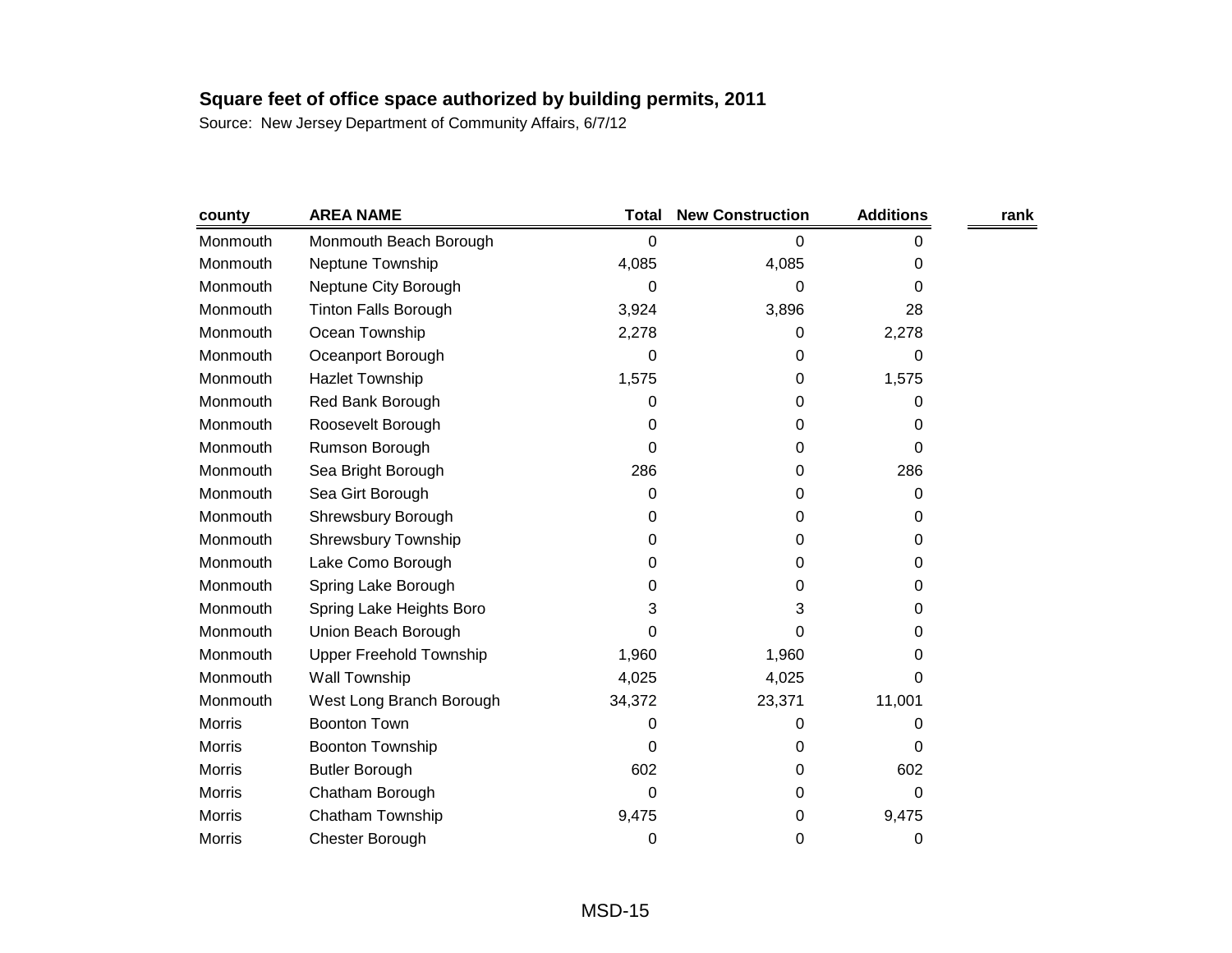**Square feet of office space authorized by building permits, 2011**

Source: New Jersey Department of Community Affairs, 6/7/12

| county | AREA NAME | Total | New Construction | Additions | rank |
|---|---|---|---|---|---|
| Monmouth | Monmouth Beach Borough | 0 | 0 | 0 | |
| Monmouth | Neptune Township | 4,085 | 4,085 | 0 | |
| Monmouth | Neptune City Borough | 0 | 0 | 0 | |
| Monmouth | Tinton Falls Borough | 3,924 | 3,896 | 28 | |
| Monmouth | Ocean Township | 2,278 | 0 | 2,278 | |
| Monmouth | Oceanport Borough | 0 | 0 | 0 | |
| Monmouth | Hazlet Township | 1,575 | 0 | 1,575 | |
| Monmouth | Red Bank Borough | 0 | 0 | 0 | |
| Monmouth | Roosevelt Borough | 0 | 0 | 0 | |
| Monmouth | Rumson Borough | 0 | 0 | 0 | |
| Monmouth | Sea Bright Borough | 286 | 0 | 286 | |
| Monmouth | Sea Girt Borough | 0 | 0 | 0 | |
| Monmouth | Shrewsbury Borough | 0 | 0 | 0 | |
| Monmouth | Shrewsbury Township | 0 | 0 | 0 | |
| Monmouth | Lake Como Borough | 0 | 0 | 0 | |
| Monmouth | Spring Lake Borough | 0 | 0 | 0 | |
| Monmouth | Spring Lake Heights Boro | 3 | 3 | 0 | |
| Monmouth | Union Beach Borough | 0 | 0 | 0 | |
| Monmouth | Upper Freehold Township | 1,960 | 1,960 | 0 | |
| Monmouth | Wall Township | 4,025 | 4,025 | 0 | |
| Monmouth | West Long Branch Borough | 34,372 | 23,371 | 11,001 | |
| Morris | Boonton Town | 0 | 0 | 0 | |
| Morris | Boonton Township | 0 | 0 | 0 | |
| Morris | Butler Borough | 602 | 0 | 602 | |
| Morris | Chatham Borough | 0 | 0 | 0 | |
| Morris | Chatham Township | 9,475 | 0 | 9,475 | |
| Morris | Chester Borough | 0 | 0 | 0 | |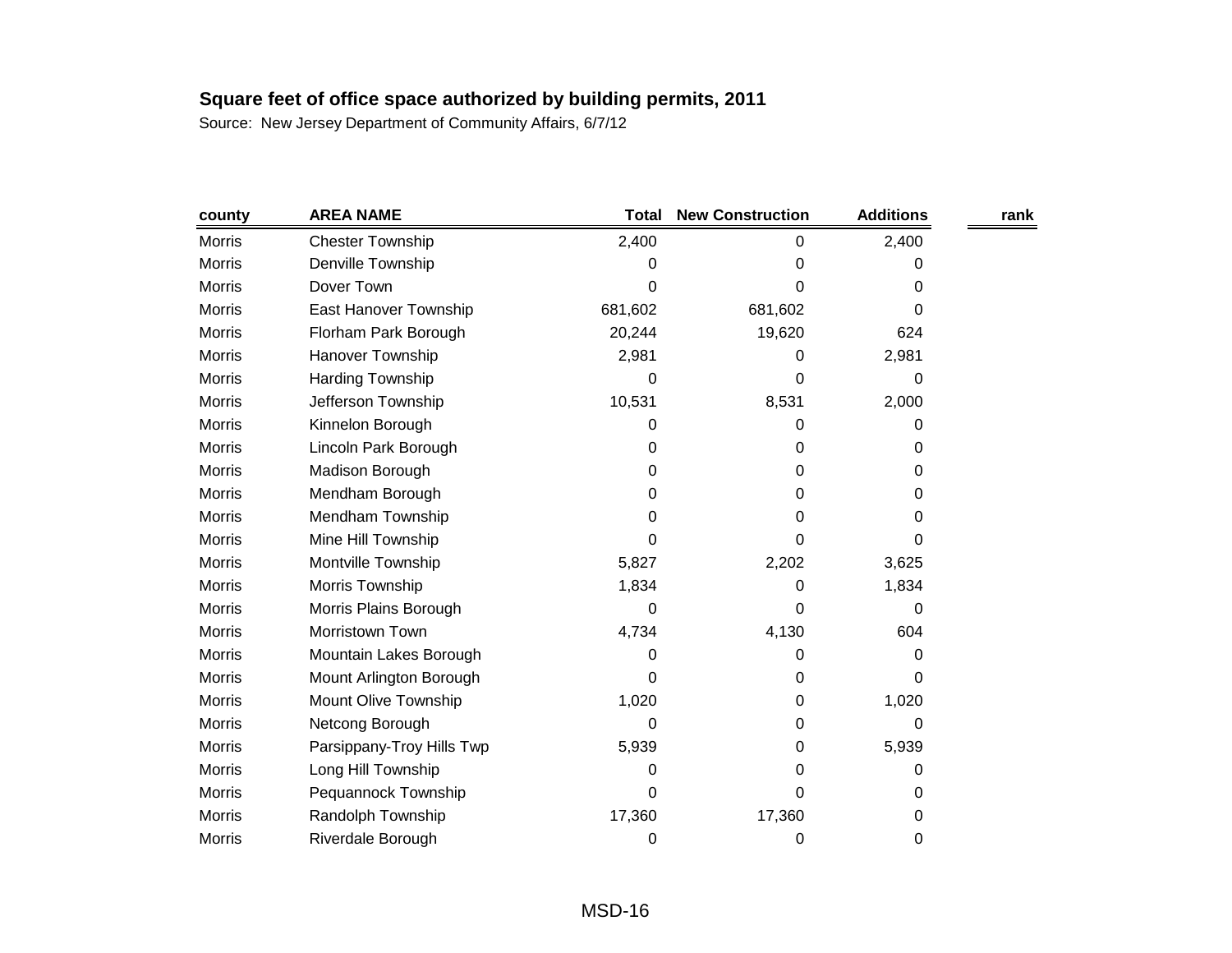**Square feet of office space authorized by building permits, 2011**

Source: New Jersey Department of Community Affairs, 6/7/12

| county | AREA NAME | Total | New Construction | Additions | rank |
|---|---|---|---|---|---|
| Morris | Chester Township | 2,400 | 0 | 2,400 | |
| Morris | Denville Township | 0 | 0 | 0 | |
| Morris | Dover Town | 0 | 0 | 0 | |
| Morris | East Hanover Township | 681,602 | 681,602 | 0 | |
| Morris | Florham Park Borough | 20,244 | 19,620 | 624 | |
| Morris | Hanover Township | 2,981 | 0 | 2,981 | |
| Morris | Harding Township | 0 | 0 | 0 | |
| Morris | Jefferson Township | 10,531 | 8,531 | 2,000 | |
| Morris | Kinnelon Borough | 0 | 0 | 0 | |
| Morris | Lincoln Park Borough | 0 | 0 | 0 | |
| Morris | Madison Borough | 0 | 0 | 0 | |
| Morris | Mendham Borough | 0 | 0 | 0 | |
| Morris | Mendham Township | 0 | 0 | 0 | |
| Morris | Mine Hill Township | 0 | 0 | 0 | |
| Morris | Montville Township | 5,827 | 2,202 | 3,625 | |
| Morris | Morris Township | 1,834 | 0 | 1,834 | |
| Morris | Morris Plains Borough | 0 | 0 | 0 | |
| Morris | Morristown Town | 4,734 | 4,130 | 604 | |
| Morris | Mountain Lakes Borough | 0 | 0 | 0 | |
| Morris | Mount Arlington Borough | 0 | 0 | 0 | |
| Morris | Mount Olive Township | 1,020 | 0 | 1,020 | |
| Morris | Netcong Borough | 0 | 0 | 0 | |
| Morris | Parsippany-Troy Hills Twp | 5,939 | 0 | 5,939 | |
| Morris | Long Hill Township | 0 | 0 | 0 | |
| Morris | Pequannock Township | 0 | 0 | 0 | |
| Morris | Randolph Township | 17,360 | 17,360 | 0 | |
| Morris | Riverdale Borough | 0 | 0 | 0 | |

MSD-16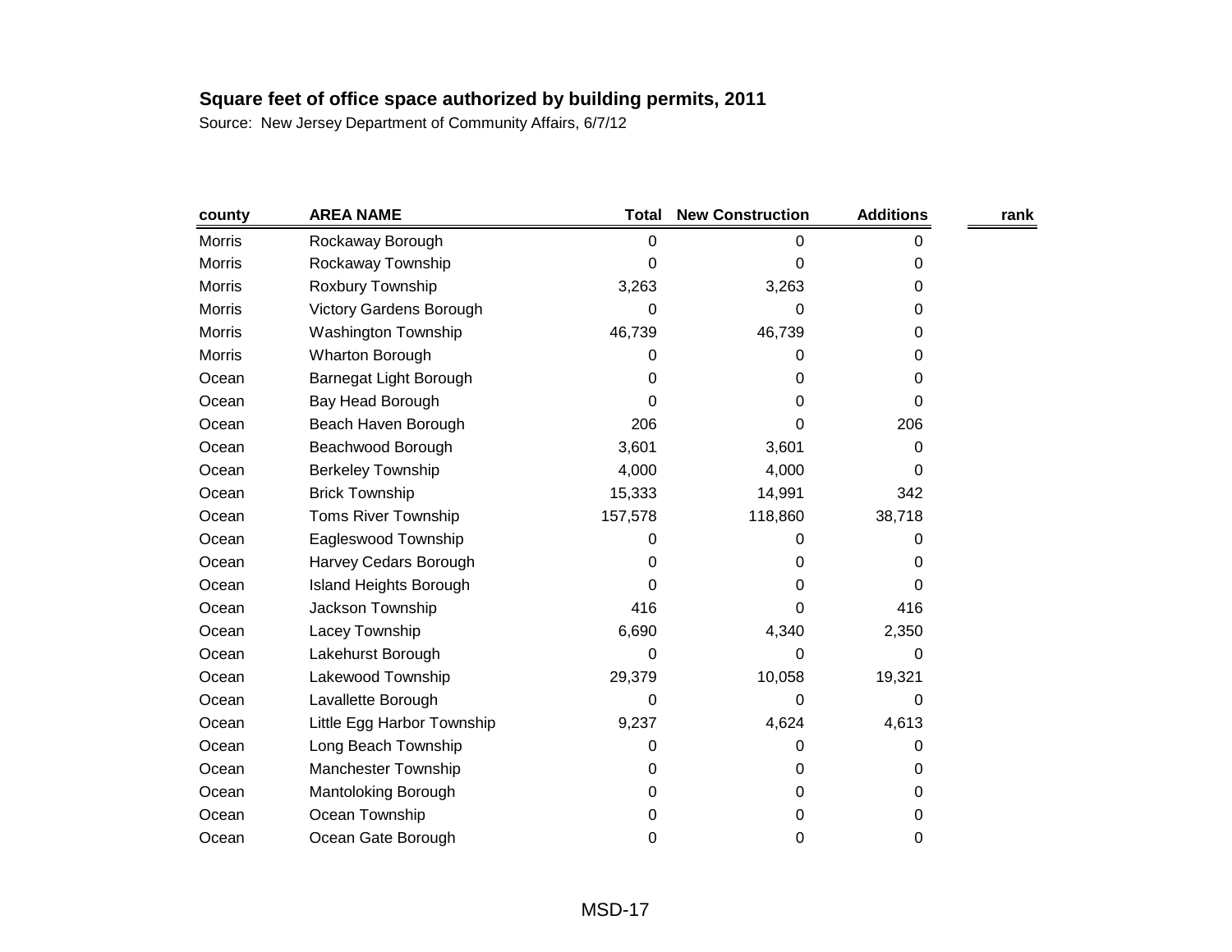**Square feet of office space authorized by building permits, 2011**

Source: New Jersey Department of Community Affairs, 6/7/12

| county | AREA NAME | Total | New Construction | Additions | rank |
|---|---|---|---|---|---|
| Morris | Rockaway Borough | 0 | 0 | 0 | |
| Morris | Rockaway Township | 0 | 0 | 0 | |
| Morris | Roxbury Township | 3,263 | 3,263 | 0 | |
| Morris | Victory Gardens Borough | 0 | 0 | 0 | |
| Morris | Washington Township | 46,739 | 46,739 | 0 | |
| Morris | Wharton Borough | 0 | 0 | 0 | |
| Ocean | Barnegat Light Borough | 0 | 0 | 0 | |
| Ocean | Bay Head Borough | 0 | 0 | 0 | |
| Ocean | Beach Haven Borough | 206 | 0 | 206 | |
| Ocean | Beachwood Borough | 3,601 | 3,601 | 0 | |
| Ocean | Berkeley Township | 4,000 | 4,000 | 0 | |
| Ocean | Brick Township | 15,333 | 14,991 | 342 | |
| Ocean | Toms River Township | 157,578 | 118,860 | 38,718 | |
| Ocean | Eagleswood Township | 0 | 0 | 0 | |
| Ocean | Harvey Cedars Borough | 0 | 0 | 0 | |
| Ocean | Island Heights Borough | 0 | 0 | 0 | |
| Ocean | Jackson Township | 416 | 0 | 416 | |
| Ocean | Lacey Township | 6,690 | 4,340 | 2,350 | |
| Ocean | Lakehurst Borough | 0 | 0 | 0 | |
| Ocean | Lakewood Township | 29,379 | 10,058 | 19,321 | |
| Ocean | Lavallette Borough | 0 | 0 | 0 | |
| Ocean | Little Egg Harbor Township | 9,237 | 4,624 | 4,613 | |
| Ocean | Long Beach Township | 0 | 0 | 0 | |
| Ocean | Manchester Township | 0 | 0 | 0 | |
| Ocean | Mantoloking Borough | 0 | 0 | 0 | |
| Ocean | Ocean Township | 0 | 0 | 0 | |
| Ocean | Ocean Gate Borough | 0 | 0 | 0 | |

MSD-17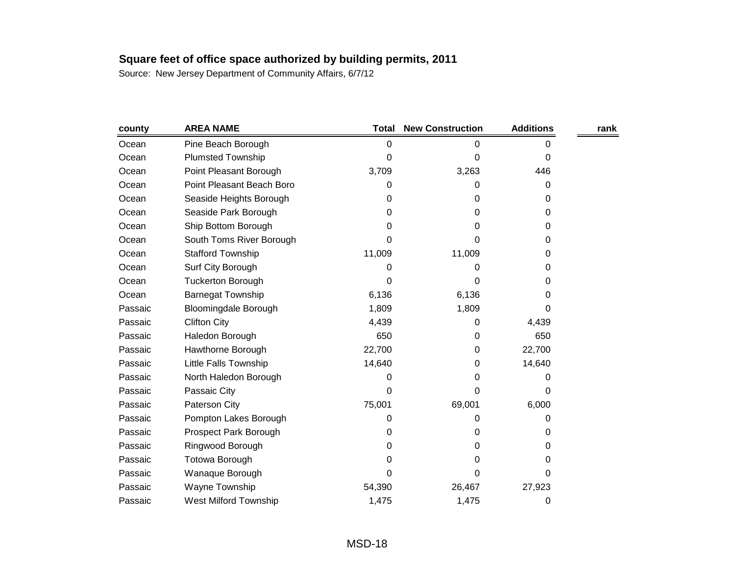**Square feet of office space authorized by building permits, 2011**

Source: New Jersey Department of Community Affairs, 6/7/12

| county | AREA NAME | Total | New Construction | Additions | rank |
|---|---|---|---|---|---|
| Ocean | Pine Beach Borough | 0 | 0 | 0 | |
| Ocean | Plumsted Township | 0 | 0 | 0 | |
| Ocean | Point Pleasant Borough | 3,709 | 3,263 | 446 | |
| Ocean | Point Pleasant Beach Boro | 0 | 0 | 0 | |
| Ocean | Seaside Heights Borough | 0 | 0 | 0 | |
| Ocean | Seaside Park Borough | 0 | 0 | 0 | |
| Ocean | Ship Bottom Borough | 0 | 0 | 0 | |
| Ocean | South Toms River Borough | 0 | 0 | 0 | |
| Ocean | Stafford Township | 11,009 | 11,009 | 0 | |
| Ocean | Surf City Borough | 0 | 0 | 0 | |
| Ocean | Tuckerton Borough | 0 | 0 | 0 | |
| Ocean | Barnegat Township | 6,136 | 6,136 | 0 | |
| Passaic | Bloomingdale Borough | 1,809 | 1,809 | 0 | |
| Passaic | Clifton City | 4,439 | 0 | 4,439 | |
| Passaic | Haledon Borough | 650 | 0 | 650 | |
| Passaic | Hawthorne Borough | 22,700 | 0 | 22,700 | |
| Passaic | Little Falls Township | 14,640 | 0 | 14,640 | |
| Passaic | North Haledon Borough | 0 | 0 | 0 | |
| Passaic | Passaic City | 0 | 0 | 0 | |
| Passaic | Paterson City | 75,001 | 69,001 | 6,000 | |
| Passaic | Pompton Lakes Borough | 0 | 0 | 0 | |
| Passaic | Prospect Park Borough | 0 | 0 | 0 | |
| Passaic | Ringwood Borough | 0 | 0 | 0 | |
| Passaic | Totowa Borough | 0 | 0 | 0 | |
| Passaic | Wanaque Borough | 0 | 0 | 0 | |
| Passaic | Wayne Township | 54,390 | 26,467 | 27,923 | |
| Passaic | West Milford Township | 1,475 | 1,475 | 0 | |

MSD-18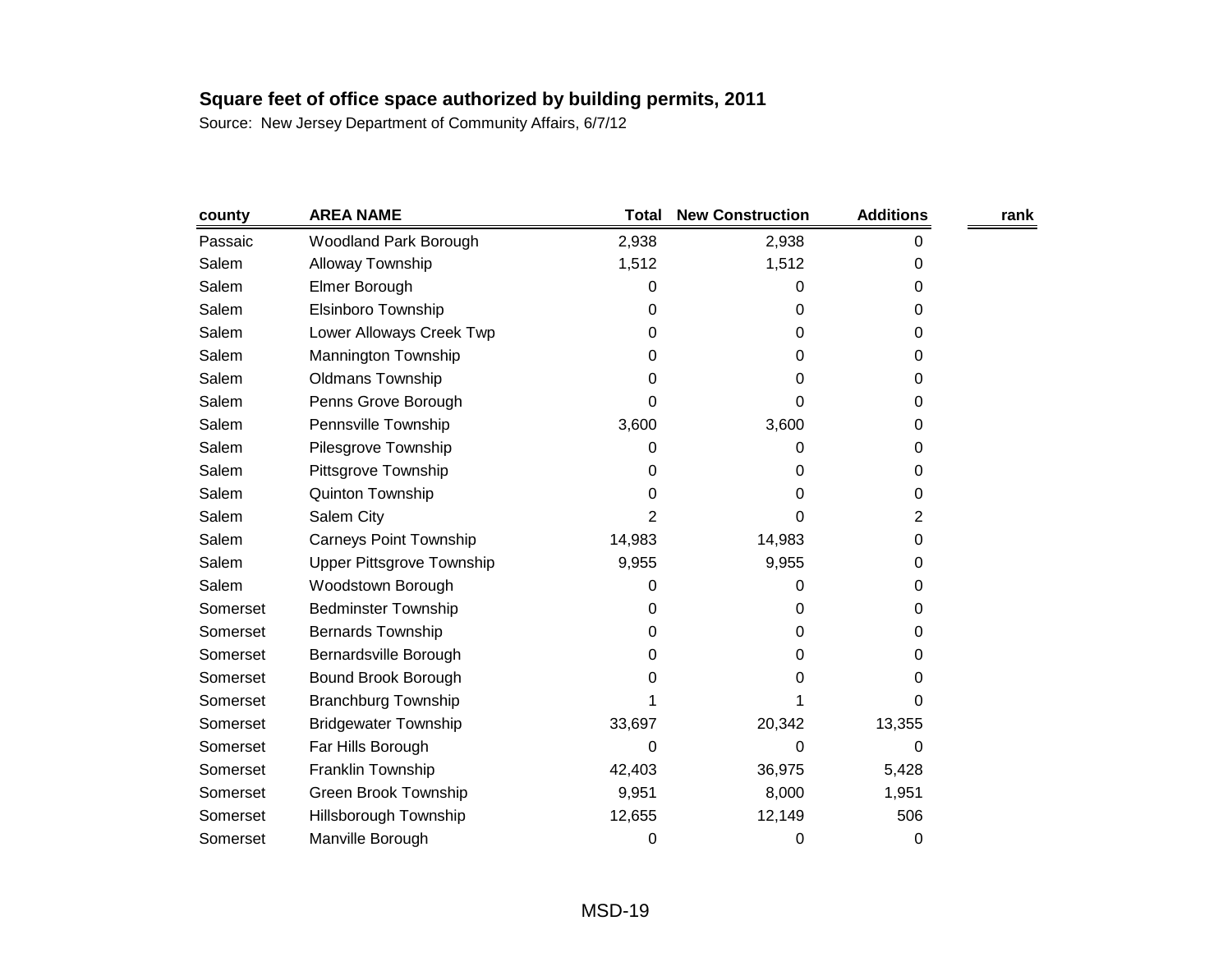**Square feet of office space authorized by building permits, 2011**

Source: New Jersey Department of Community Affairs, 6/7/12

| county | AREA NAME | Total | New Construction | Additions | rank |
|---|---|---|---|---|---|
| Passaic | Woodland Park Borough | 2,938 | 2,938 | 0 | |
| Salem | Alloway Township | 1,512 | 1,512 | 0 | |
| Salem | Elmer Borough | 0 | 0 | 0 | |
| Salem | Elsinboro Township | 0 | 0 | 0 | |
| Salem | Lower Alloways Creek Twp | 0 | 0 | 0 | |
| Salem | Mannington Township | 0 | 0 | 0 | |
| Salem | Oldmans Township | 0 | 0 | 0 | |
| Salem | Penns Grove Borough | 0 | 0 | 0 | |
| Salem | Pennsville Township | 3,600 | 3,600 | 0 | |
| Salem | Pilesgrove Township | 0 | 0 | 0 | |
| Salem | Pittsgrove Township | 0 | 0 | 0 | |
| Salem | Quinton Township | 0 | 0 | 0 | |
| Salem | Salem City | 2 | 0 | 2 | |
| Salem | Carneys Point Township | 14,983 | 14,983 | 0 | |
| Salem | Upper Pittsgrove Township | 9,955 | 9,955 | 0 | |
| Salem | Woodstown Borough | 0 | 0 | 0 | |
| Somerset | Bedminster Township | 0 | 0 | 0 | |
| Somerset | Bernards Township | 0 | 0 | 0 | |
| Somerset | Bernardsville Borough | 0 | 0 | 0 | |
| Somerset | Bound Brook Borough | 0 | 0 | 0 | |
| Somerset | Branchburg Township | 1 | 1 | 0 | |
| Somerset | Bridgewater Township | 33,697 | 20,342 | 13,355 | |
| Somerset | Far Hills Borough | 0 | 0 | 0 | |
| Somerset | Franklin Township | 42,403 | 36,975 | 5,428 | |
| Somerset | Green Brook Township | 9,951 | 8,000 | 1,951 | |
| Somerset | Hillsborough Township | 12,655 | 12,149 | 506 | |
| Somerset | Manville Borough | 0 | 0 | 0 | |

MSD-19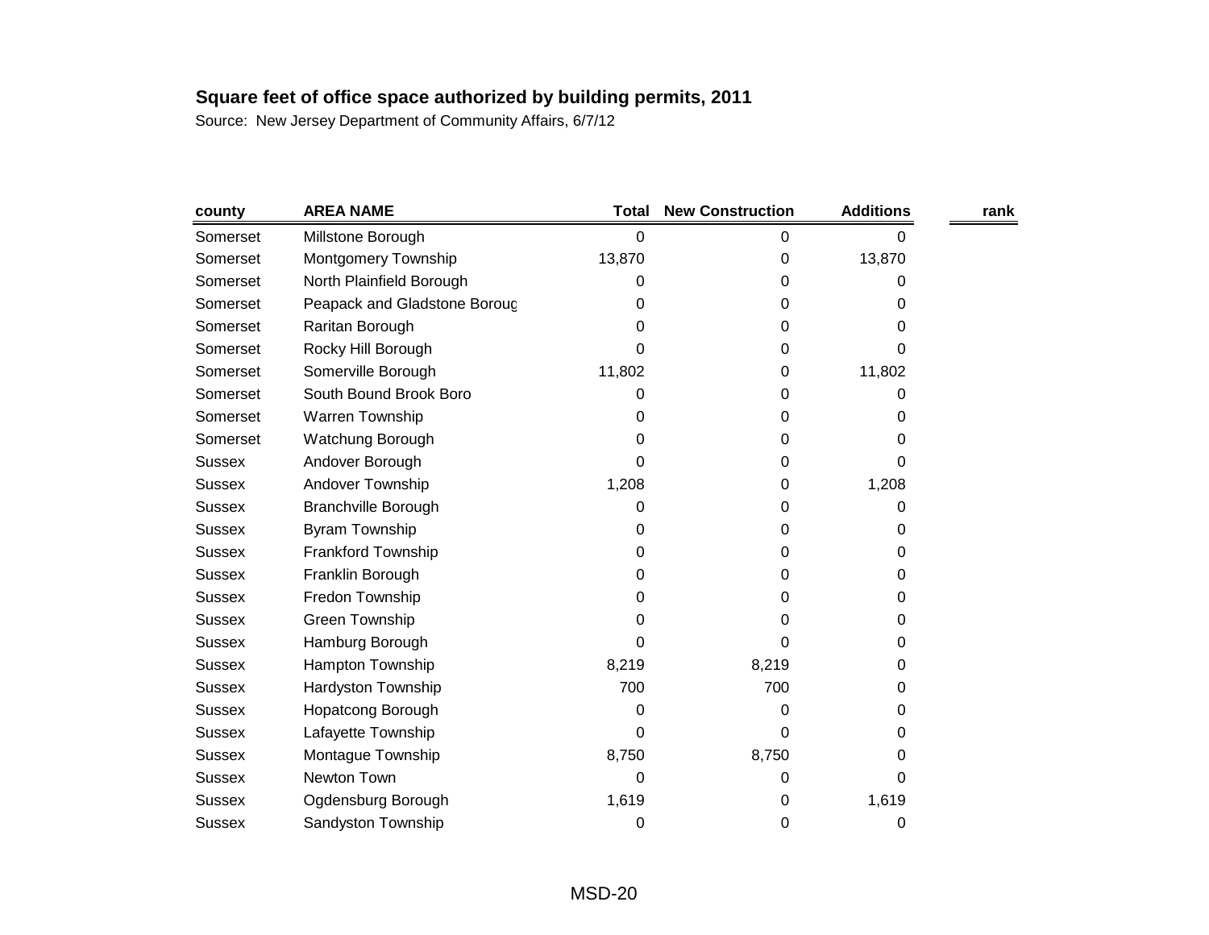**Square feet of office space authorized by building permits, 2011**

Source: New Jersey Department of Community Affairs, 6/7/12

| county | AREA NAME | Total | New Construction | Additions | rank |
|---|---|---|---|---|---|
| Somerset | Millstone Borough | 0 | 0 | 0 | |
| Somerset | Montgomery Township | 13,870 | 0 | 13,870 | |
| Somerset | North Plainfield Borough | 0 | 0 | 0 | |
| Somerset | Peapack and Gladstone Boroug | 0 | 0 | 0 | |
| Somerset | Raritan Borough | 0 | 0 | 0 | |
| Somerset | Rocky Hill Borough | 0 | 0 | 0 | |
| Somerset | Somerville Borough | 11,802 | 0 | 11,802 | |
| Somerset | South Bound Brook Boro | 0 | 0 | 0 | |
| Somerset | Warren Township | 0 | 0 | 0 | |
| Somerset | Watchung Borough | 0 | 0 | 0 | |
| Sussex | Andover Borough | 0 | 0 | 0 | |
| Sussex | Andover Township | 1,208 | 0 | 1,208 | |
| Sussex | Branchville Borough | 0 | 0 | 0 | |
| Sussex | Byram Township | 0 | 0 | 0 | |
| Sussex | Frankford Township | 0 | 0 | 0 | |
| Sussex | Franklin Borough | 0 | 0 | 0 | |
| Sussex | Fredon Township | 0 | 0 | 0 | |
| Sussex | Green Township | 0 | 0 | 0 | |
| Sussex | Hamburg Borough | 0 | 0 | 0 | |
| Sussex | Hampton Township | 8,219 | 8,219 | 0 | |
| Sussex | Hardyston Township | 700 | 700 | 0 | |
| Sussex | Hopatcong Borough | 0 | 0 | 0 | |
| Sussex | Lafayette Township | 0 | 0 | 0 | |
| Sussex | Montague Township | 8,750 | 8,750 | 0 | |
| Sussex | Newton Town | 0 | 0 | 0 | |
| Sussex | Ogdensburg Borough | 1,619 | 0 | 1,619 | |
| Sussex | Sandyston Township | 0 | 0 | 0 | |

MSD-20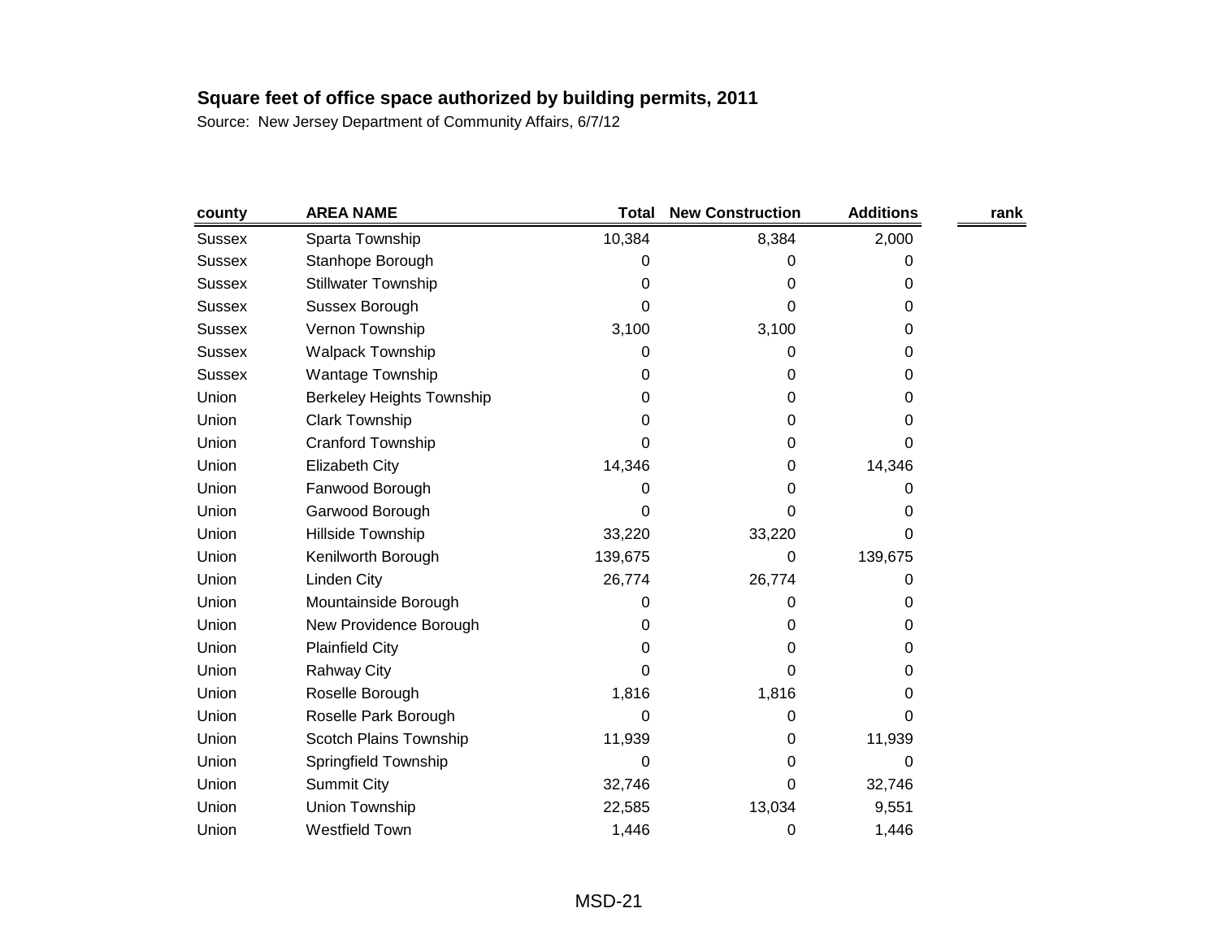**Square feet of office space authorized by building permits, 2011**

Source: New Jersey Department of Community Affairs, 6/7/12

| county | AREA NAME | Total | New Construction | Additions | rank |
|---|---|---|---|---|---|
| Sussex | Sparta Township | 10,384 | 8,384 | 2,000 | |
| Sussex | Stanhope Borough | 0 | 0 | 0 | |
| Sussex | Stillwater Township | 0 | 0 | 0 | |
| Sussex | Sussex Borough | 0 | 0 | 0 | |
| Sussex | Vernon Township | 3,100 | 3,100 | 0 | |
| Sussex | Walpack Township | 0 | 0 | 0 | |
| Sussex | Wantage Township | 0 | 0 | 0 | |
| Union | Berkeley Heights Township | 0 | 0 | 0 | |
| Union | Clark Township | 0 | 0 | 0 | |
| Union | Cranford Township | 0 | 0 | 0 | |
| Union | Elizabeth City | 14,346 | 0 | 14,346 | |
| Union | Fanwood Borough | 0 | 0 | 0 | |
| Union | Garwood Borough | 0 | 0 | 0 | |
| Union | Hillside Township | 33,220 | 33,220 | 0 | |
| Union | Kenilworth Borough | 139,675 | 0 | 139,675 | |
| Union | Linden City | 26,774 | 26,774 | 0 | |
| Union | Mountainside Borough | 0 | 0 | 0 | |
| Union | New Providence Borough | 0 | 0 | 0 | |
| Union | Plainfield City | 0 | 0 | 0 | |
| Union | Rahway City | 0 | 0 | 0 | |
| Union | Roselle Borough | 1,816 | 1,816 | 0 | |
| Union | Roselle Park Borough | 0 | 0 | 0 | |
| Union | Scotch Plains Township | 11,939 | 0 | 11,939 | |
| Union | Springfield Township | 0 | 0 | 0 | |
| Union | Summit City | 32,746 | 0 | 32,746 | |
| Union | Union Township | 22,585 | 13,034 | 9,551 | |
| Union | Westfield Town | 1,446 | 0 | 1,446 | |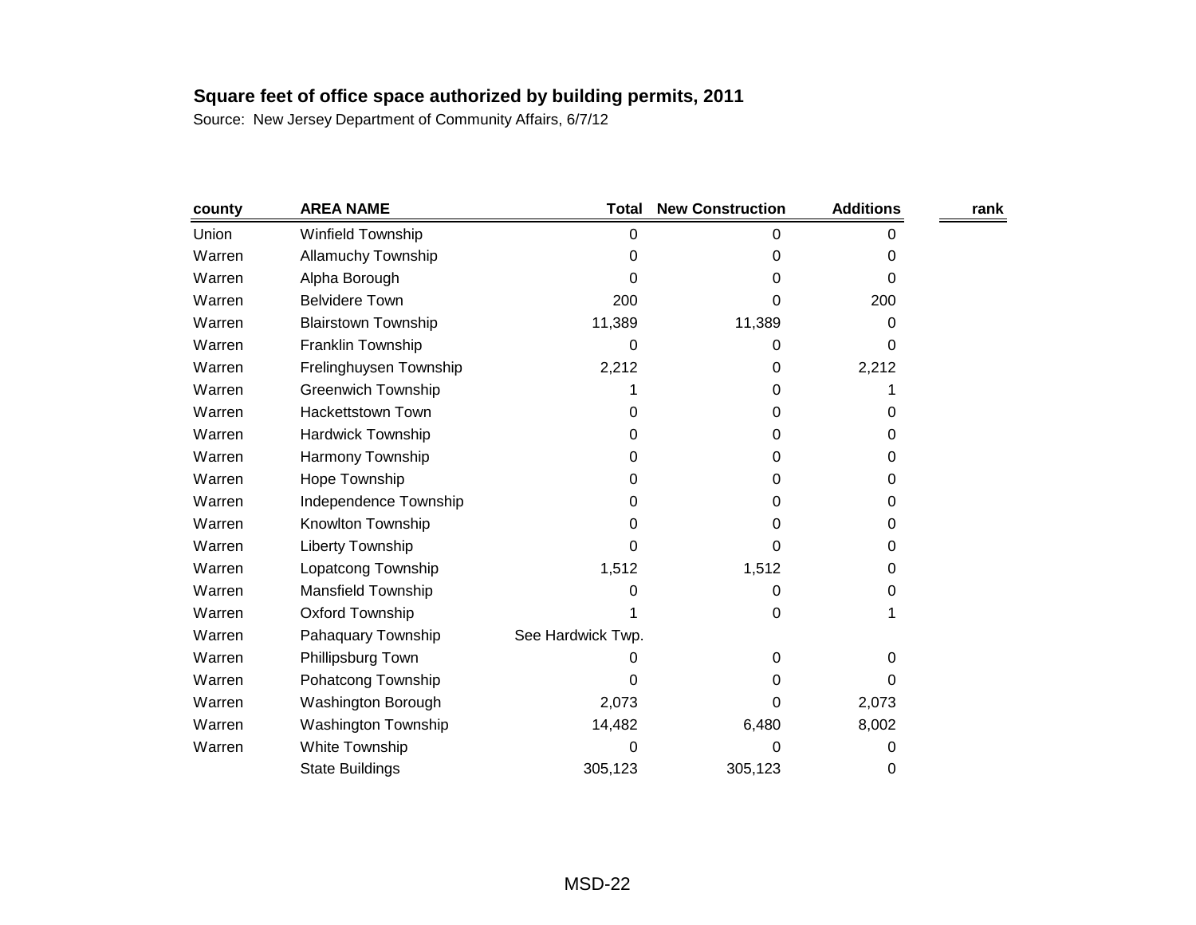**Square feet of office space authorized by building permits, 2011**

Source: New Jersey Department of Community Affairs, 6/7/12

| county | AREA NAME | Total | New Construction | Additions | rank |
|---|---|---|---|---|---|
| Union | Winfield Township | 0 | 0 | 0 | |
| Warren | Allamuchy Township | 0 | 0 | 0 | |
| Warren | Alpha Borough | 0 | 0 | 0 | |
| Warren | Belvidere Town | 200 | 0 | 200 | |
| Warren | Blairstown Township | 11,389 | 11,389 | 0 | |
| Warren | Franklin Township | 0 | 0 | 0 | |
| Warren | Frelinghuysen Township | 2,212 | 0 | 2,212 | |
| Warren | Greenwich Township | 1 | 0 | 1 | |
| Warren | Hackettstown Town | 0 | 0 | 0 | |
| Warren | Hardwick Township | 0 | 0 | 0 | |
| Warren | Harmony Township | 0 | 0 | 0 | |
| Warren | Hope Township | 0 | 0 | 0 | |
| Warren | Independence Township | 0 | 0 | 0 | |
| Warren | Knowlton Township | 0 | 0 | 0 | |
| Warren | Liberty Township | 0 | 0 | 0 | |
| Warren | Lopatcong Township | 1,512 | 1,512 | 0 | |
| Warren | Mansfield Township | 0 | 0 | 0 | |
| Warren | Oxford Township | 1 | 0 | 1 | |
| Warren | Pahaquary Township | See Hardwick Twp. | | | |
| Warren | Phillipsburg Town | 0 | 0 | 0 | |
| Warren | Pohatcong Township | 0 | 0 | 0 | |
| Warren | Washington Borough | 2,073 | 0 | 2,073 | |
| Warren | Washington Township | 14,482 | 6,480 | 8,002 | |
| Warren | White Township | 0 | 0 | 0 | |
| | State Buildings | 305,123 | 305,123 | 0 | |

MSD-22